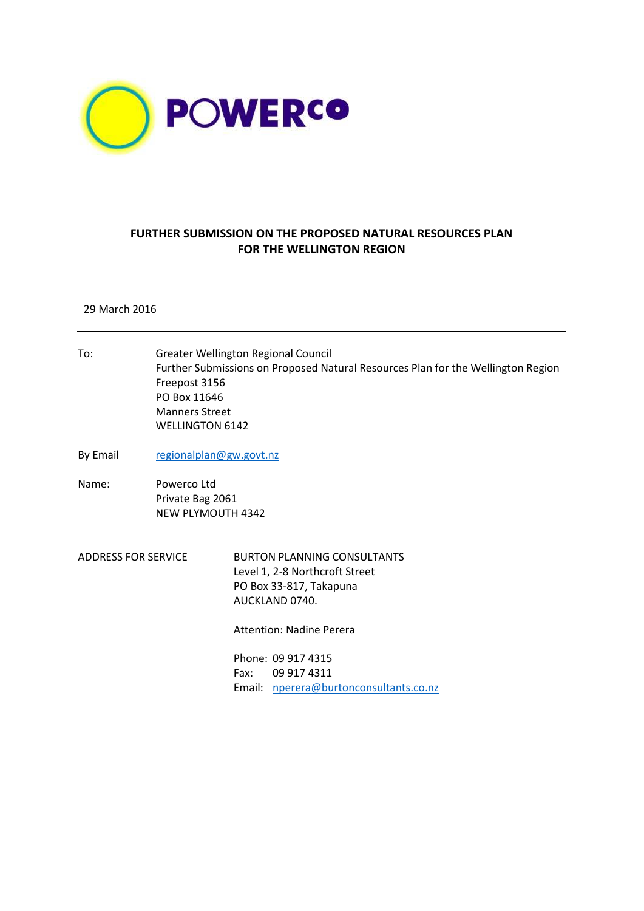POWERCO

# FURTHER SUBMISSION ON THE PROPOSED NATURAL RESOURCES PLAN FOR THE WELLINGTON REGION

29 March 2016

---

To: Greater Wellington Regional Council
Further Submissions on Proposed Natural Resources Plan for the Wellington Region
Freepost 3156
PO Box 11646
Manners Street
WELLINGTON 6142

By Email regionalplan@gw.govt.nz

Name: Powerco Ltd
Private Bag 2061
NEW PLYMOUTH 4342

ADDRESS FOR SERVICE
BURTON PLANNING CONSULTANTS
Level 1, 2-8 Northcroft Street
PO Box 33-817, Takapuna
AUCKLAND 0740.

Attention: Nadine Perera

Phone: 09 917 4315
Fax: 09 917 4311
Email: nperera@burtonconsultants.co.nz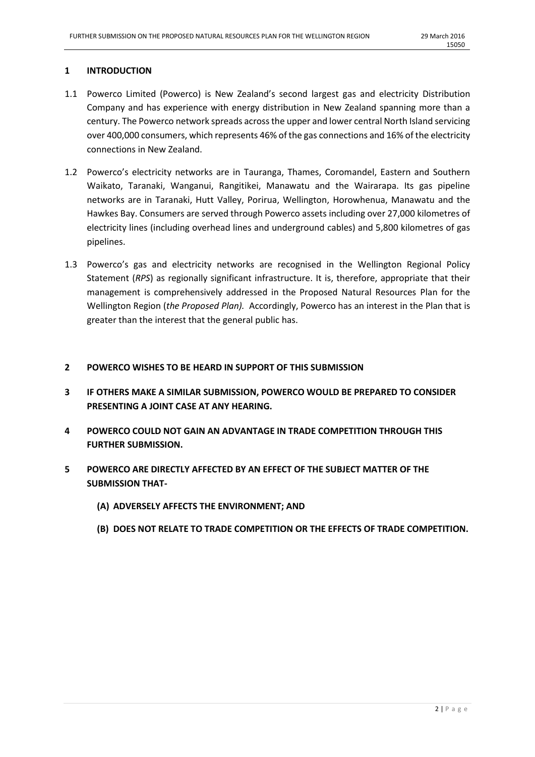## 1 INTRODUCTION

1.1 Powerco Limited (Powerco) is New Zealand's second largest gas and electricity Distribution Company and has experience with energy distribution in New Zealand spanning more than a century. The Powerco network spreads across the upper and lower central North Island servicing over 400,000 consumers, which represents 46% of the gas connections and 16% of the electricity connections in New Zealand.

1.2 Powerco's electricity networks are in Tauranga, Thames, Coromandel, Eastern and Southern Waikato, Taranaki, Wanganui, Rangitikei, Manawatu and the Wairarapa. Its gas pipeline networks are in Taranaki, Hutt Valley, Porirua, Wellington, Horowhenua, Manawatu and the Hawkes Bay. Consumers are served through Powerco assets including over 27,000 kilometres of electricity lines (including overhead lines and underground cables) and 5,800 kilometres of gas pipelines.

1.3 Powerco's gas and electricity networks are recognised in the Wellington Regional Policy Statement (*RPS*) as regionally significant infrastructure. It is, therefore, appropriate that their management is comprehensively addressed in the Proposed Natural Resources Plan for the Wellington Region (*the Proposed Plan).* Accordingly, Powerco has an interest in the Plan that is greater than the interest that the general public has.

## 2 POWERCO WISHES TO BE HEARD IN SUPPORT OF THIS SUBMISSION

## 3 IF OTHERS MAKE A SIMILAR SUBMISSION, POWERCO WOULD BE PREPARED TO CONSIDER PRESENTING A JOINT CASE AT ANY HEARING.

## 4 POWERCO COULD NOT GAIN AN ADVANTAGE IN TRADE COMPETITION THROUGH THIS FURTHER SUBMISSION.

## 5 POWERCO ARE DIRECTLY AFFECTED BY AN EFFECT OF THE SUBJECT MATTER OF THE SUBMISSION THAT-

**(A) ADVERSELY AFFECTS THE ENVIRONMENT; AND**

**(B) DOES NOT RELATE TO TRADE COMPETITION OR THE EFFECTS OF TRADE COMPETITION.**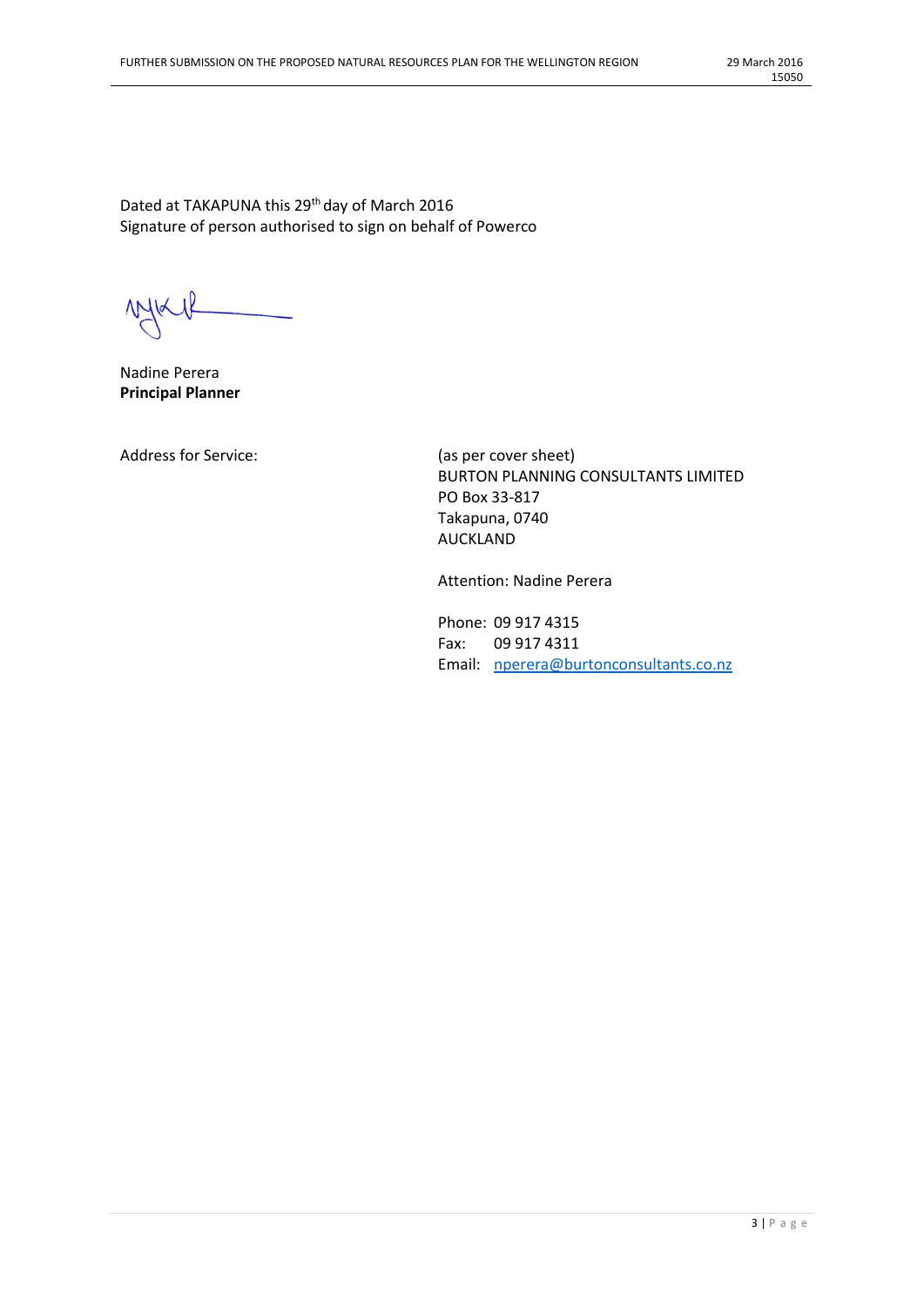Dated at TAKAPUNA this 29th day of March 2016
Signature of person authorised to sign on behalf of Powerco

Nadine Perera
**Principal Planner**

Address for Service:

(as per cover sheet)
BURTON PLANNING CONSULTANTS LIMITED
PO Box 33-817
Takapuna, 0740
AUCKLAND

Attention: Nadine Perera

Phone: 09 917 4315
Fax: 09 917 4311
Email: nperera@burtonconsultants.co.nz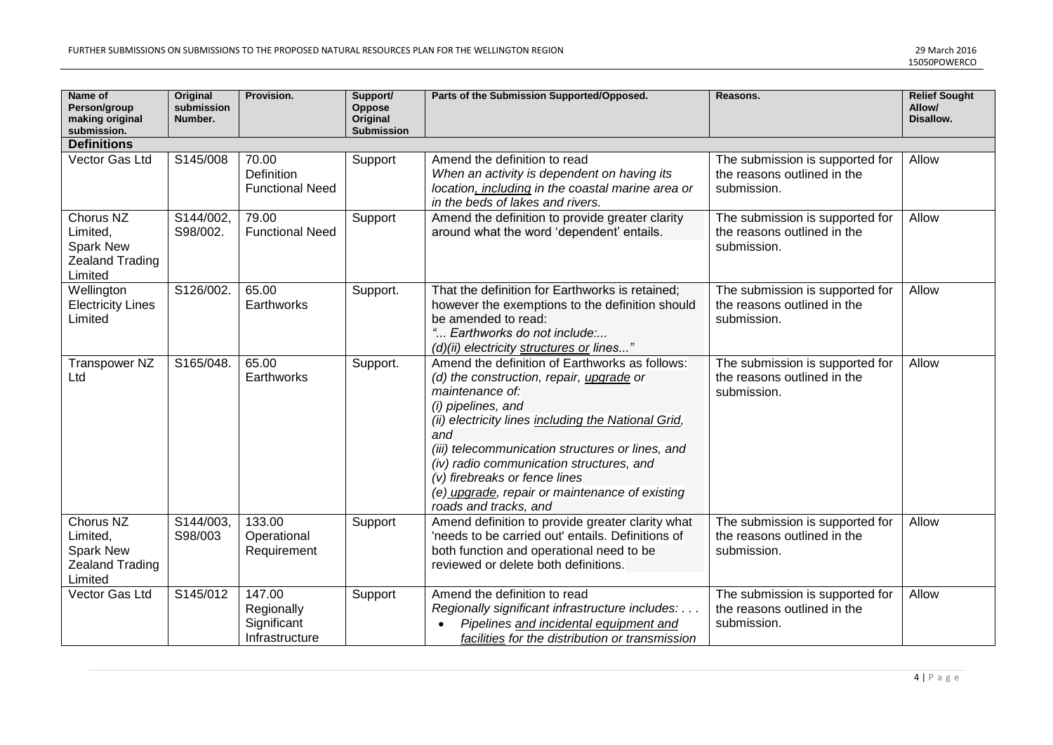| Name of Person/group making original submission. | Original submission Number. | Provision. | Support/ Oppose Original Submission | Parts of the Submission Supported/Opposed. | Reasons. | Relief Sought Allow/ Disallow. |
|---|---|---|---|---|---|---|
| **Definitions** | | | | | | |
| Vector Gas Ltd | S145/008 | 70.00 Definition Functional Need | Support | Amend the definition to read *When an activity is dependent on having its location, <u>including</u> in the coastal marine area or in the beds of lakes and rivers.* | The submission is supported for the reasons outlined in the submission. | Allow |
| Chorus NZ Limited, Spark New Zealand Trading Limited | S144/002, S98/002. | 79.00 Functional Need | Support | Amend the definition to provide greater clarity around what the word 'dependent' entails. | The submission is supported for the reasons outlined in the submission. | Allow |
| Wellington Electricity Lines Limited | S126/002. | 65.00 Earthworks | Support. | That the definition for Earthworks is retained; however the exemptions to the definition should be amended to read: *"... Earthworks do not include:... (d)(ii) electricity <u>structures or</u> lines..."* | The submission is supported for the reasons outlined in the submission. | Allow |
| Transpower NZ Ltd | S165/048. | 65.00 Earthworks | Support. | Amend the definition of Earthworks as follows: *(d) the construction, repair, <u>upgrade</u> or maintenance of: (i) pipelines, and (ii) electricity lines <u>including the National Grid</u>, and (iii) telecommunication structures or lines, and (iv) radio communication structures, and (v) firebreaks or fence lines (e) <u>upgrade</u>, repair or maintenance of existing roads and tracks, and* | The submission is supported for the reasons outlined in the submission. | Allow |
| Chorus NZ Limited, Spark New Zealand Trading Limited | S144/003, S98/003 | 133.00 Operational Requirement | Support | Amend definition to provide greater clarity what 'needs to be carried out' entails. Definitions of both function and operational need to be reviewed or delete both definitions. | The submission is supported for the reasons outlined in the submission. | Allow |
| Vector Gas Ltd | S145/012 | 147.00 Regionally Significant Infrastructure | Support | Amend the definition to read *Regionally significant infrastructure includes: . . .* <br>• *Pipelines <u>and incidental equipment and facilities</u> for the distribution or transmission* | The submission is supported for the reasons outlined in the submission. | Allow |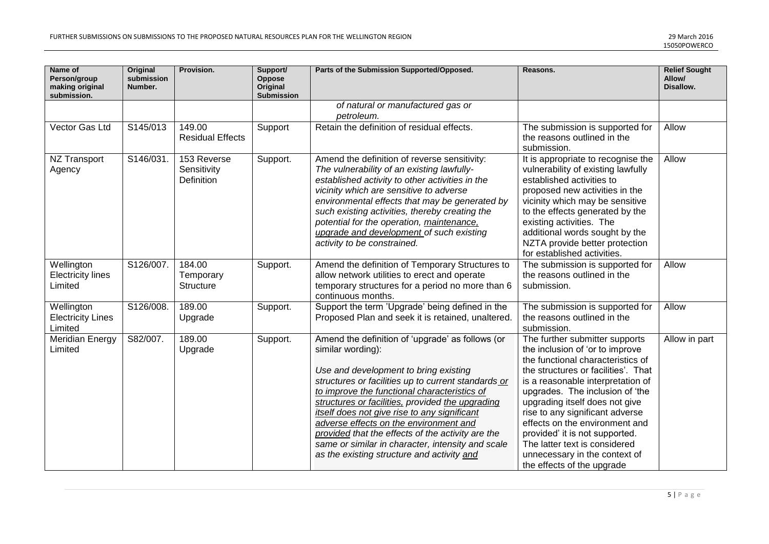| Name of Person/group making original submission. | Original submission Number. | Provision. | Support/ Oppose Original Submission | Parts of the Submission Supported/Opposed. | Reasons. | Relief Sought Allow/ Disallow. |
|---|---|---|---|---|---|---|
| | | | | *of natural or manufactured gas or petroleum.* | | |
| Vector Gas Ltd | S145/013 | 149.00 Residual Effects | Support | Retain the definition of residual effects. | The submission is supported for the reasons outlined in the submission. | Allow |
| NZ Transport Agency | S146/031. | 153 Reverse Sensitivity Definition | Support. | Amend the definition of reverse sensitivity: *The vulnerability of an existing lawfully-established activity to other activities in the vicinity which are sensitive to adverse environmental effects that may be generated by such existing activities, thereby creating the potential for the operation, <u>maintenance, upgrade and development</u> of such existing activity to be constrained.* | It is appropriate to recognise the vulnerability of existing lawfully established activities to proposed new activities in the vicinity which may be sensitive to the effects generated by the existing activities. The additional words sought by the NZTA provide better protection for established activities. | Allow |
| Wellington Electricity lines Limited | S126/007. | 184.00 Temporary Structure | Support. | Amend the definition of Temporary Structures to allow network utilities to erect and operate temporary structures for a period no more than 6 continuous months. | The submission is supported for the reasons outlined in the submission. | Allow |
| Wellington Electricity Lines Limited | S126/008. | 189.00 Upgrade | Support. | Support the term 'Upgrade' being defined in the Proposed Plan and seek it is retained, unaltered. | The submission is supported for the reasons outlined in the submission. | Allow |
| Meridian Energy Limited | S82/007. | 189.00 Upgrade | Support. | Amend the definition of 'upgrade' as follows (or similar wording):<br><br>*Use and development to bring existing structures or facilities up to current standards <u>or to improve the functional characteristics of structures or facilities,</u> provided <u>the upgrading itself does not give rise to any significant adverse effects on the environment and provided</u> that the effects of the activity are the same or similar in character, intensity and scale as the existing structure and activity <u>and</u>* | The further submitter supports the inclusion of 'or to improve the functional characteristics of the structures or facilities'. That is a reasonable interpretation of upgrades. The inclusion of 'the upgrading itself does not give rise to any significant adverse effects on the environment and provided' it is not supported. The latter text is considered unnecessary in the context of the effects of the upgrade | Allow in part |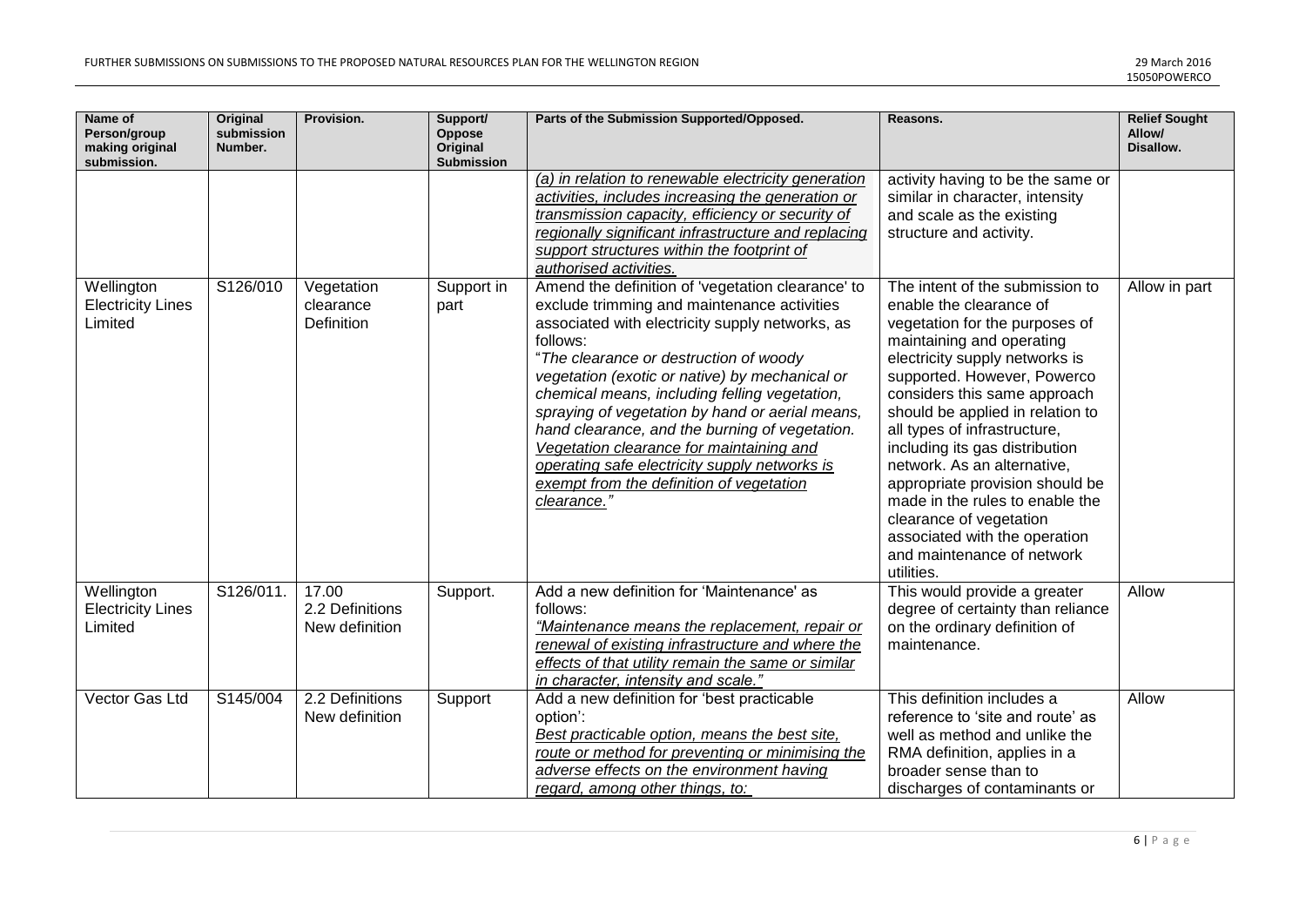| Name of Person/group making original submission. | Original submission Number. | Provision. | Support/ Oppose Original Submission | Parts of the Submission Supported/Opposed. | Reasons. | Relief Sought Allow/ Disallow. |
|---|---|---|---|---|---|---|
| | | | | <u>*(a) in relation to renewable electricity generation activities, includes increasing the generation or transmission capacity, efficiency or security of regionally significant infrastructure and replacing support structures within the footprint of authorised activities.*</u> | activity having to be the same or similar in character, intensity and scale as the existing structure and activity. | |
| Wellington Electricity Lines Limited | S126/010 | Vegetation clearance Definition | Support in part | Amend the definition of 'vegetation clearance' to exclude trimming and maintenance activities associated with electricity supply networks, as follows: "*The clearance or destruction of woody vegetation (exotic or native) by mechanical or chemical means, including felling vegetation, spraying of vegetation by hand or aerial means, hand clearance, and the burning of vegetation.* <u>*Vegetation clearance for maintaining and operating safe electricity supply networks is exempt from the definition of vegetation clearance.*</u>" | The intent of the submission to enable the clearance of vegetation for the purposes of maintaining and operating electricity supply networks is supported. However, Powerco considers this same approach should be applied in relation to all types of infrastructure, including its gas distribution network. As an alternative, appropriate provision should be made in the rules to enable the clearance of vegetation associated with the operation and maintenance of network utilities. | Allow in part |
| Wellington Electricity Lines Limited | S126/011. | 17.00 2.2 Definitions New definition | Support. | Add a new definition for 'Maintenance' as follows: <u>*"Maintenance means the replacement, repair or renewal of existing infrastructure and where the effects of that utility remain the same or similar in character, intensity and scale."*</u> | This would provide a greater degree of certainty than reliance on the ordinary definition of maintenance. | Allow |
| Vector Gas Ltd | S145/004 | 2.2 Definitions New definition | Support | Add a new definition for 'best practicable option': <u>Best practicable option, means the best site, route or method for preventing or minimising the adverse effects on the environment having regard, among other things, to:</u> | This definition includes a reference to 'site and route' as well as method and unlike the RMA definition, applies in a broader sense than to discharges of contaminants or | Allow |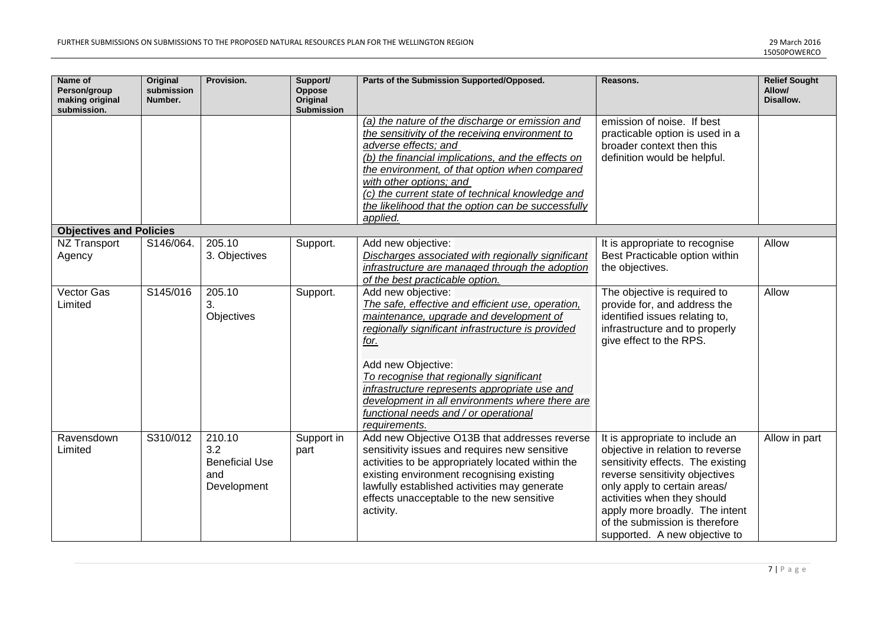| Name of Person/group making original submission. | Original submission Number. | Provision. | Support/ Oppose Original Submission | Parts of the Submission Supported/Opposed. | Reasons. | Relief Sought Allow/ Disallow. |
|---|---|---|---|---|---|---|
| | | | | _(a) the nature of the discharge or emission and the sensitivity of the receiving environment to adverse effects; and_ _(b) the financial implications, and the effects on the environment, of that option when compared with other options; and_ _(c) the current state of technical knowledge and the likelihood that the option can be successfully applied._ | emission of noise. If best practicable option is used in a broader context then this definition would be helpful. | |
| **Objectives and Policies** | | | | | | |
| NZ Transport Agency | S146/064. | 205.10 3. Objectives | Support. | Add new objective: _Discharges associated with regionally significant infrastructure are managed through the adoption of the best practicable option._ | It is appropriate to recognise Best Practicable option within the objectives. | Allow |
| Vector Gas Limited | S145/016 | 205.10 3. Objectives | Support. | Add new objective: _The safe, effective and efficient use, operation, maintenance, upgrade and development of regionally significant infrastructure is provided for._ Add new Objective: _To recognise that regionally significant infrastructure represents appropriate use and development in all environments where there are functional needs and / or operational requirements._ | The objective is required to provide for, and address the identified issues relating to, infrastructure and to properly give effect to the RPS. | Allow |
| Ravensdown Limited | S310/012 | 210.10 3.2 Beneficial Use and Development | Support in part | Add new Objective O13B that addresses reverse sensitivity issues and requires new sensitive activities to be appropriately located within the existing environment recognising existing lawfully established activities may generate effects unacceptable to the new sensitive activity. | It is appropriate to include an objective in relation to reverse sensitivity effects. The existing reverse sensitivity objectives only apply to certain areas/ activities when they should apply more broadly. The intent of the submission is therefore supported. A new objective to | Allow in part |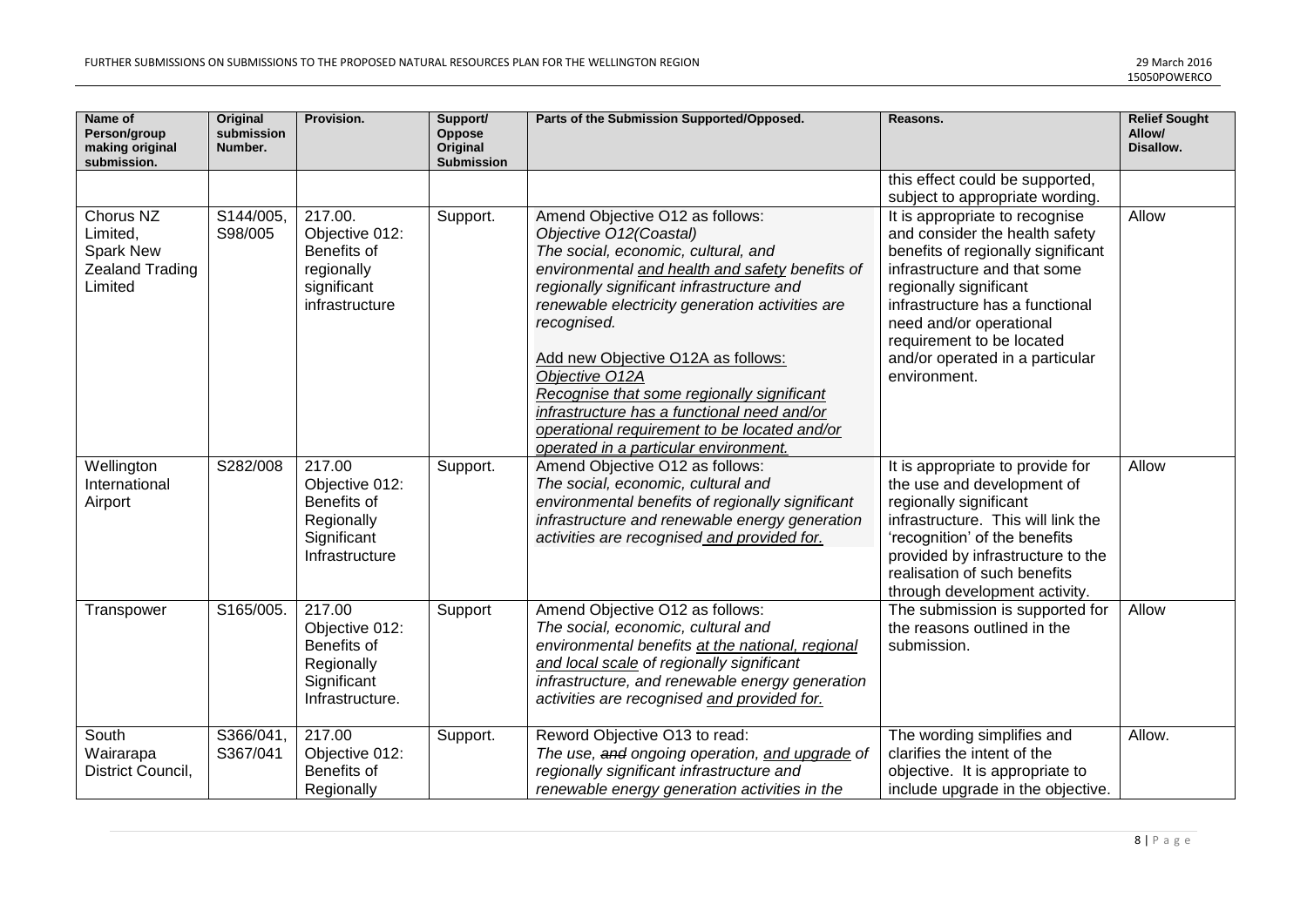| Name of Person/group making original submission. | Original submission Number. | Provision. | Support/ Oppose Original Submission | Parts of the Submission Supported/Opposed. | Reasons. | Relief Sought Allow/ Disallow. |
|---|---|---|---|---|---|---|
| | | | | | this effect could be supported, subject to appropriate wording. | |
| Chorus NZ Limited, Spark New Zealand Trading Limited | S144/005, S98/005 | 217.00. Objective 012: Benefits of regionally significant infrastructure | Support. | Amend Objective O12 as follows: *Objective O12(Coastal)* *The social, economic, cultural, and environmental <u>and health and safety</u> benefits of regionally significant infrastructure and renewable electricity generation activities are recognised.* <u>Add new Objective O12A as follows:</u> <u>*Objective O12A*</u> <u>*Recognise that some regionally significant infrastructure has a functional need and/or operational requirement to be located and/or operated in a particular environment.*</u> | It is appropriate to recognise and consider the health safety benefits of regionally significant infrastructure and that some regionally significant infrastructure has a functional need and/or operational requirement to be located and/or operated in a particular environment. | Allow |
| Wellington International Airport | S282/008 | 217.00 Objective 012: Benefits of Regionally Significant Infrastructure | Support. | Amend Objective O12 as follows: *The social, economic, cultural and environmental benefits of regionally significant infrastructure and renewable energy generation activities are recognised <u>and provided for.</u>* | It is appropriate to provide for the use and development of regionally significant infrastructure. This will link the 'recognition' of the benefits provided by infrastructure to the realisation of such benefits through development activity. | Allow |
| Transpower | S165/005. | 217.00 Objective 012: Benefits of Regionally Significant Infrastructure. | Support | Amend Objective O12 as follows: *The social, economic, cultural and environmental benefits <u>at the national, regional and local scale</u> of regionally significant infrastructure, and renewable energy generation activities are recognised <u>and provided for.</u>* | The submission is supported for the reasons outlined in the submission. | Allow |
| South Wairarapa District Council, | S366/041, S367/041 | 217.00 Objective 012: Benefits of Regionally | Support. | Reword Objective O13 to read: *The use, ~~and~~ ongoing operation, <u>and upgrade</u> of regionally significant infrastructure and renewable energy generation activities in the* | The wording simplifies and clarifies the intent of the objective. It is appropriate to include upgrade in the objective. | Allow. |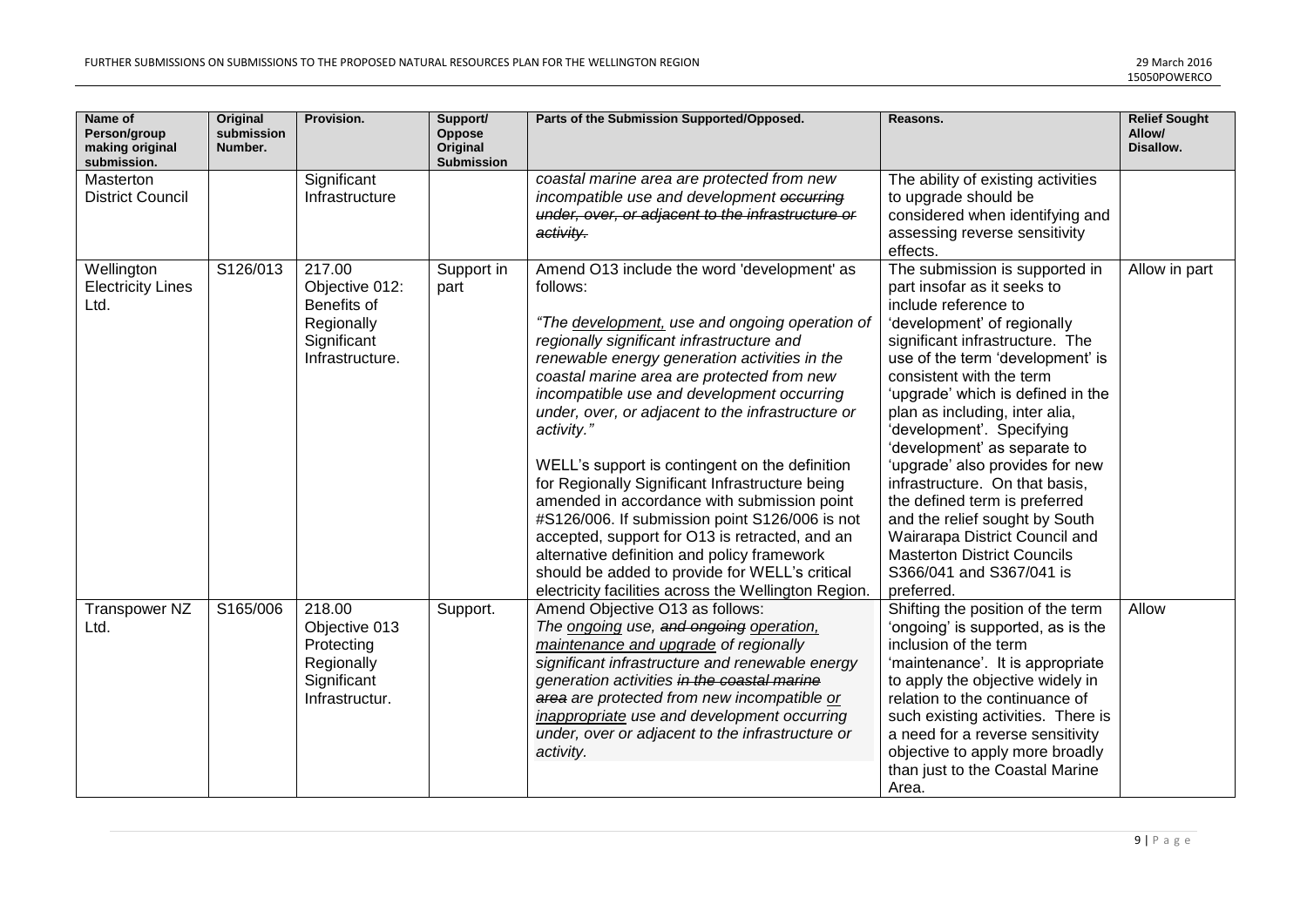| Name of Person/group making original submission. | Original submission Number. | Provision. | Support/ Oppose Original Submission | Parts of the Submission Supported/Opposed. | Reasons. | Relief Sought Allow/ Disallow. |
|---|---|---|---|---|---|---|
| Masterton District Council | | Significant Infrastructure | | *coastal marine area are protected from new incompatible use and development ~~occurring under, over, or adjacent to the infrastructure or activity.~~* | The ability of existing activities to upgrade should be considered when identifying and assessing reverse sensitivity effects. | |
| Wellington Electricity Lines Ltd. | S126/013 | 217.00 Objective 012: Benefits of Regionally Significant Infrastructure. | Support in part | Amend O13 include the word 'development' as follows:<br><br>*"The development, use and ongoing operation of regionally significant infrastructure and renewable energy generation activities in the coastal marine area are protected from new incompatible use and development occurring under, over, or adjacent to the infrastructure or activity."*<br><br>WELL's support is contingent on the definition for Regionally Significant Infrastructure being amended in accordance with submission point #S126/006. If submission point S126/006 is not accepted, support for O13 is retracted, and an alternative definition and policy framework should be added to provide for WELL's critical electricity facilities across the Wellington Region. | The submission is supported in part insofar as it seeks to include reference to 'development' of regionally significant infrastructure. The use of the term 'development' is consistent with the term 'upgrade' which is defined in the plan as including, inter alia, 'development'. Specifying 'development' as separate to 'upgrade' also provides for new infrastructure. On that basis, the defined term is preferred and the relief sought by South Wairarapa District Council and Masterton District Councils S366/041 and S367/041 is preferred. | Allow in part |
| Transpower NZ Ltd. | S165/006 | 218.00 Objective 013 Protecting Regionally Significant Infrastructur. | Support. | Amend Objective O13 as follows:<br>*The ongoing use, ~~and ongoing~~ operation, maintenance and upgrade of regionally significant infrastructure and renewable energy generation activities ~~in the coastal marine area~~ are protected from new incompatible or inappropriate use and development occurring under, over or adjacent to the infrastructure or activity.* | Shifting the position of the term 'ongoing' is supported, as is the inclusion of the term 'maintenance'. It is appropriate to apply the objective widely in relation to the continuance of such existing activities. There is a need for a reverse sensitivity objective to apply more broadly than just to the Coastal Marine Area. | Allow |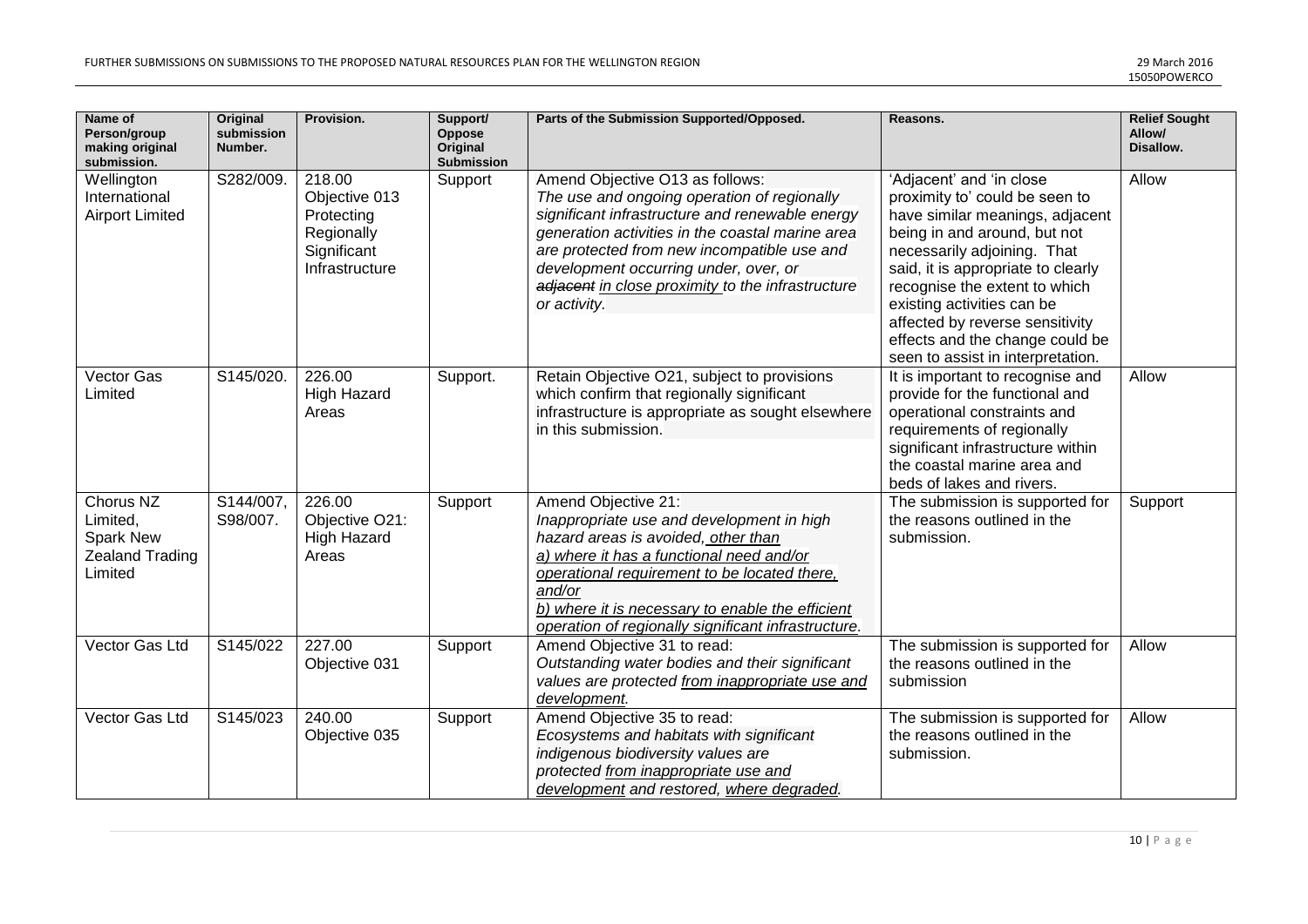| Name of Person/group making original submission. | Original submission Number. | Provision. | Support/ Oppose Original Submission | Parts of the Submission Supported/Opposed. | Reasons. | Relief Sought Allow/ Disallow. |
|---|---|---|---|---|---|---|
| Wellington International Airport Limited | S282/009. | 218.00 Objective 013 Protecting Regionally Significant Infrastructure | Support | Amend Objective O13 as follows: *The use and ongoing operation of regionally significant infrastructure and renewable energy generation activities in the coastal marine area are protected from new incompatible use and development occurring under, over, or ~~adjacent~~ <u>in close proximity</u> to the infrastructure or activity.* | 'Adjacent' and 'in close proximity to' could be seen to have similar meanings, adjacent being in and around, but not necessarily adjoining. That said, it is appropriate to clearly recognise the extent to which existing activities can be affected by reverse sensitivity effects and the change could be seen to assist in interpretation. | Allow |
| Vector Gas Limited | S145/020. | 226.00 High Hazard Areas | Support. | Retain Objective O21, subject to provisions which confirm that regionally significant infrastructure is appropriate as sought elsewhere in this submission. | It is important to recognise and provide for the functional and operational constraints and requirements of regionally significant infrastructure within the coastal marine area and beds of lakes and rivers. | Allow |
| Chorus NZ Limited, Spark New Zealand Trading Limited | S144/007, S98/007. | 226.00 Objective O21: High Hazard Areas | Support | Amend Objective 21: *Inappropriate use and development in high hazard areas is avoided, <u>other than</u> <u>a) where it has a functional need and/or operational requirement to be located there, and/or</u> <u>b) where it is necessary to enable the efficient operation of regionally significant infrastructure</u>.* | The submission is supported for the reasons outlined in the submission. | Support |
| Vector Gas Ltd | S145/022 | 227.00 Objective 031 | Support | Amend Objective 31 to read: *Outstanding water bodies and their significant values are protected <u>from inappropriate use and development</u>.* | The submission is supported for the reasons outlined in the submission | Allow |
| Vector Gas Ltd | S145/023 | 240.00 Objective 035 | Support | Amend Objective 35 to read: *Ecosystems and habitats with significant indigenous biodiversity values are protected <u>from inappropriate use and development</u> and restored, <u>where degraded</u>.* | The submission is supported for the reasons outlined in the submission. | Allow |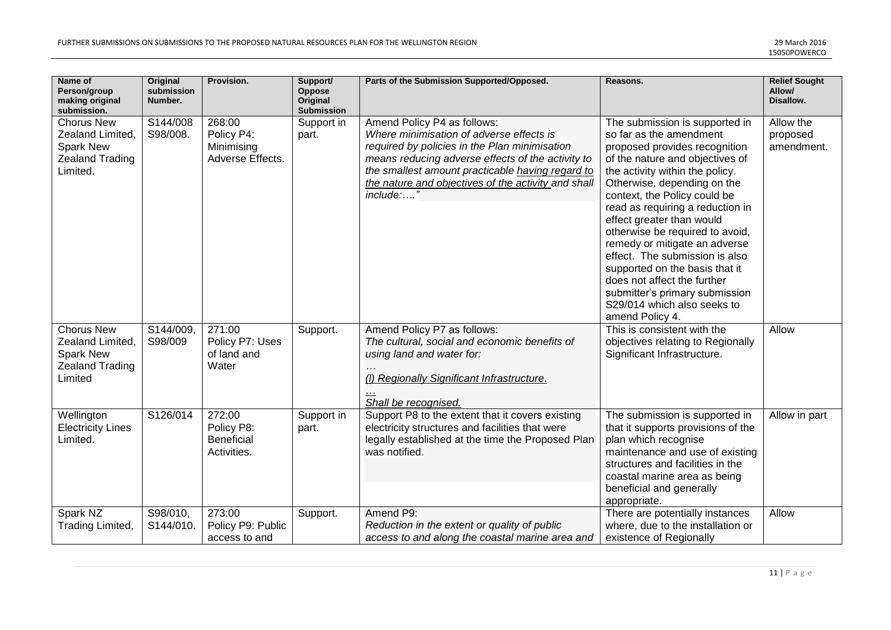| Name of Person/group making original submission. | Original submission Number. | Provision. | Support/ Oppose Original Submission | Parts of the Submission Supported/Opposed. | Reasons. | Relief Sought Allow/ Disallow. |
|---|---|---|---|---|---|---|
| Chorus New Zealand Limited, Spark New Zealand Trading Limited. | S144/008 S98/008. | 268:00 Policy P4: Minimising Adverse Effects. | Support in part. | Amend Policy P4 as follows: *Where minimisation of adverse effects is required by policies in the Plan minimisation means reducing adverse effects of the activity to the smallest amount practicable <u>having regard to the nature and objectives of the activity</u> and shall include:…."* | The submission is supported in so far as the amendment proposed provides recognition of the nature and objectives of the activity within the policy. Otherwise, depending on the context, the Policy could be read as requiring a reduction in effect greater than would otherwise be required to avoid, remedy or mitigate an adverse effect. The submission is also supported on the basis that it does not affect the further submitter's primary submission S29/014 which also seeks to amend Policy 4. | Allow the proposed amendment. |
| Chorus New Zealand Limited, Spark New Zealand Trading Limited | S144/009, S98/009 | 271:00 Policy P7: Uses of land and Water | Support. | Amend Policy P7 as follows: *The cultural, social and economic benefits of using land and water for:* *…* *<u>(l) Regionally Significant Infrastructure</u>.* *<u>…</u>* *<u>Shall be recognised.</u>* | This is consistent with the objectives relating to Regionally Significant Infrastructure. | Allow |
| Wellington Electricity Lines Limited. | S126/014 | 272:00 Policy P8: Beneficial Activities. | Support in part. | Support P8 to the extent that it covers existing electricity structures and facilities that were legally established at the time the Proposed Plan was notified. | The submission is supported in that it supports provisions of the plan which recognise maintenance and use of existing structures and facilities in the coastal marine area as being beneficial and generally appropriate. | Allow in part |
| Spark NZ Trading Limited, | S98/010, S144/010. | 273:00 Policy P9: Public access to and | Support. | Amend P9: *Reduction in the extent or quality of public access to and along the coastal marine area and* | There are potentially instances where, due to the installation or existence of Regionally | Allow |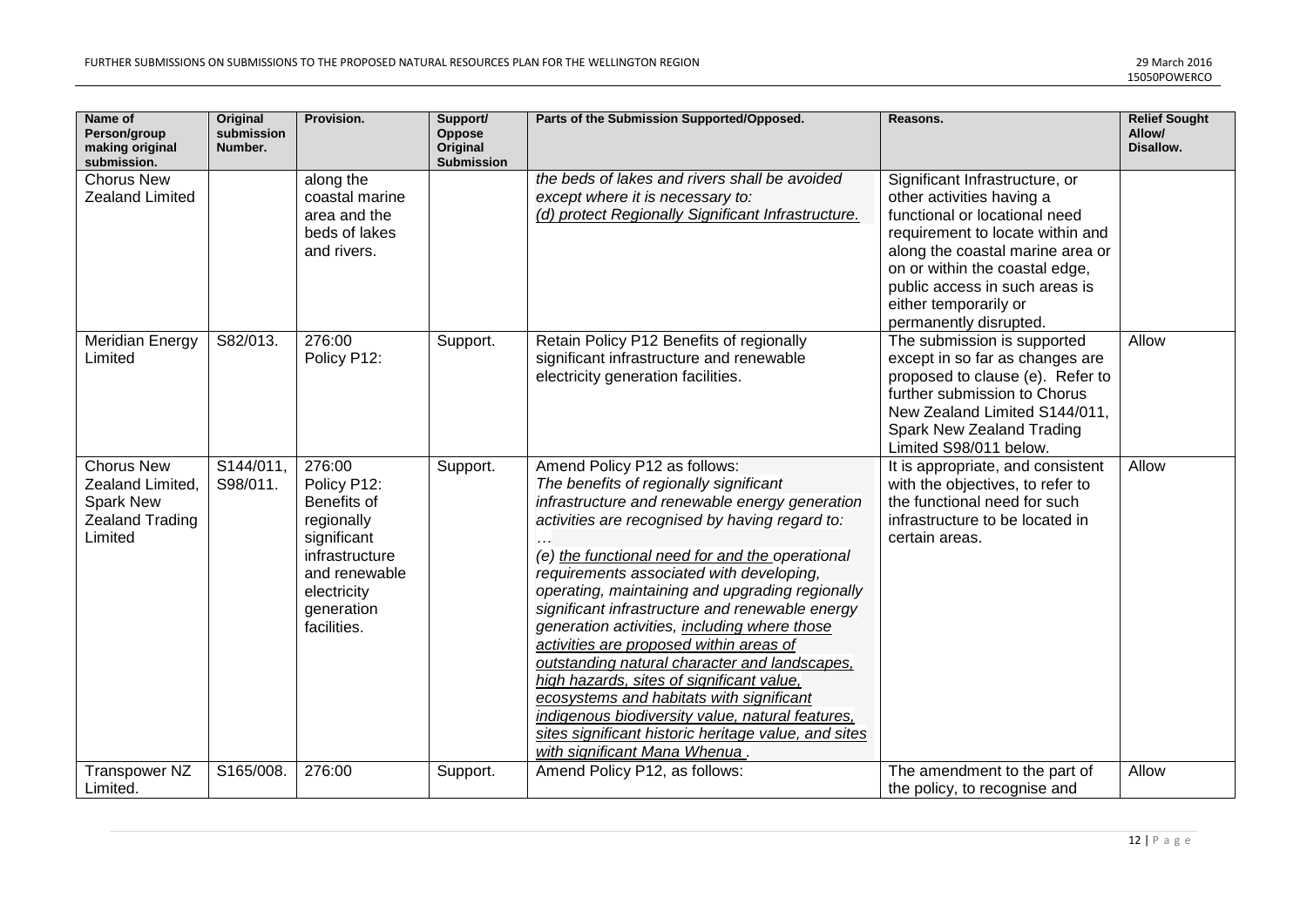| Name of Person/group making original submission. | Original submission Number. | Provision. | Support/ Oppose Original Submission | Parts of the Submission Supported/Opposed. | Reasons. | Relief Sought Allow/ Disallow. |
|---|---|---|---|---|---|---|
| Chorus New Zealand Limited | | along the coastal marine area and the beds of lakes and rivers. | | *the beds of lakes and rivers shall be avoided except where it is necessary to:* *(d) <u>protect Regionally Significant Infrastructure.</u>* | Significant Infrastructure, or other activities having a functional or locational need requirement to locate within and along the coastal marine area or on or within the coastal edge, public access in such areas is either temporarily or permanently disrupted. | |
| Meridian Energy Limited | S82/013. | 276:00 Policy P12: | Support. | Retain Policy P12 Benefits of regionally significant infrastructure and renewable electricity generation facilities. | The submission is supported except in so far as changes are proposed to clause (e). Refer to further submission to Chorus New Zealand Limited S144/011, Spark New Zealand Trading Limited S98/011 below. | Allow |
| Chorus New Zealand Limited, Spark New Zealand Trading Limited | S144/011, S98/011. | 276:00 Policy P12: Benefits of regionally significant infrastructure and renewable electricity generation facilities. | Support. | Amend Policy P12 as follows: *The benefits of regionally significant infrastructure and renewable energy generation activities are recognised by having regard to:* *…* *(e) <u>the functional need for and the</u> operational requirements associated with developing, operating, maintaining and upgrading regionally significant infrastructure and renewable energy generation activities, <u>including where those activities are proposed within areas of outstanding natural character and landscapes, high hazards, sites of significant value, ecosystems and habitats with significant indigenous biodiversity value, natural features, sites significant historic heritage value, and sites with significant Mana Whenua</u> .* | It is appropriate, and consistent with the objectives, to refer to the functional need for such infrastructure to be located in certain areas. | Allow |
| Transpower NZ Limited. | S165/008. | 276:00 | Support. | Amend Policy P12, as follows: | The amendment to the part of the policy, to recognise and | Allow |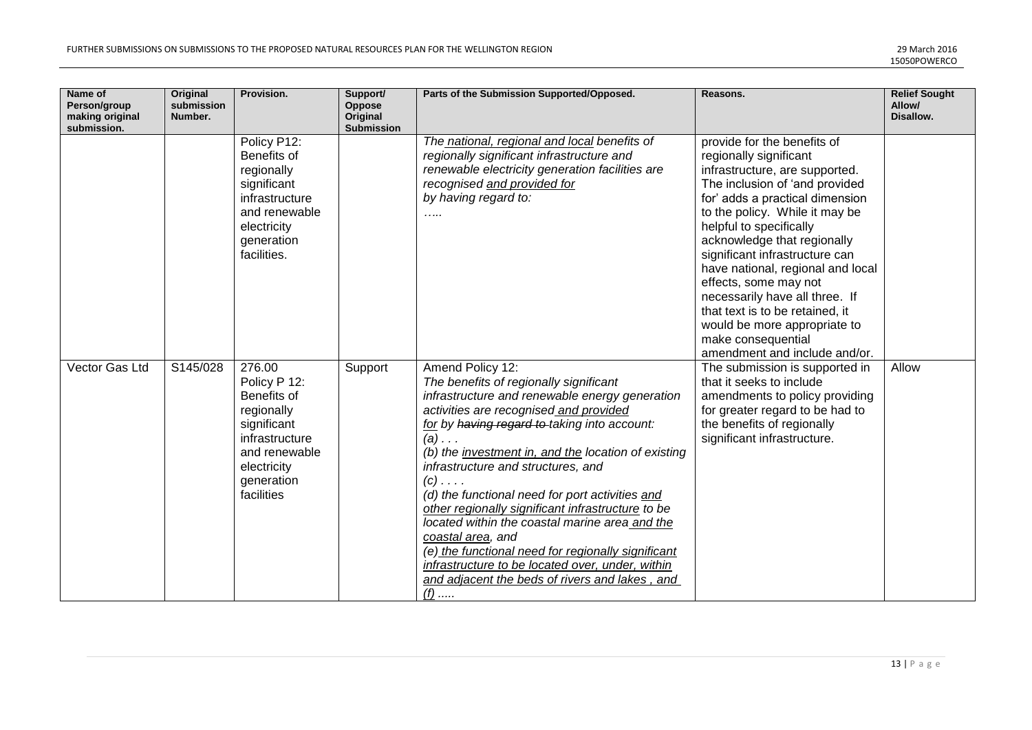| Name of Person/group making original submission. | Original submission Number. | Provision. | Support/ Oppose Original Submission | Parts of the Submission Supported/Opposed. | Reasons. | Relief Sought Allow/ Disallow. |
|---|---|---|---|---|---|---|
| | | Policy P12: Benefits of regionally significant infrastructure and renewable electricity generation facilities. | | *The national, regional and local benefits of regionally significant infrastructure and renewable electricity generation facilities are recognised and provided for by having regard to:*<br>*…..* | provide for the benefits of regionally significant infrastructure, are supported. The inclusion of 'and provided for' adds a practical dimension to the policy. While it may be helpful to specifically acknowledge that regionally significant infrastructure can have national, regional and local effects, some may not necessarily have all three. If that text is to be retained, it would be more appropriate to make consequential amendment and include and/or. | |
| Vector Gas Ltd | S145/028 | 276.00 Policy P 12: Benefits of regionally significant infrastructure and renewable electricity generation facilities | Support | Amend Policy 12:<br>*The benefits of regionally significant infrastructure and renewable energy generation activities are recognised and provided for by ~~having regard to~~ taking into account:*<br>*(a) . . .*<br>*(b) the investment in, and the location of existing infrastructure and structures, and*<br>*(c) . . . .*<br>*(d) the functional need for port activities and other regionally significant infrastructure to be located within the coastal marine area and the coastal area, and*<br>*(e) the functional need for regionally significant infrastructure to be located over, under, within and adjacent the beds of rivers and lakes , and*<br>*(f) .....* | The submission is supported in that it seeks to include amendments to policy providing for greater regard to be had to the benefits of regionally significant infrastructure. | Allow |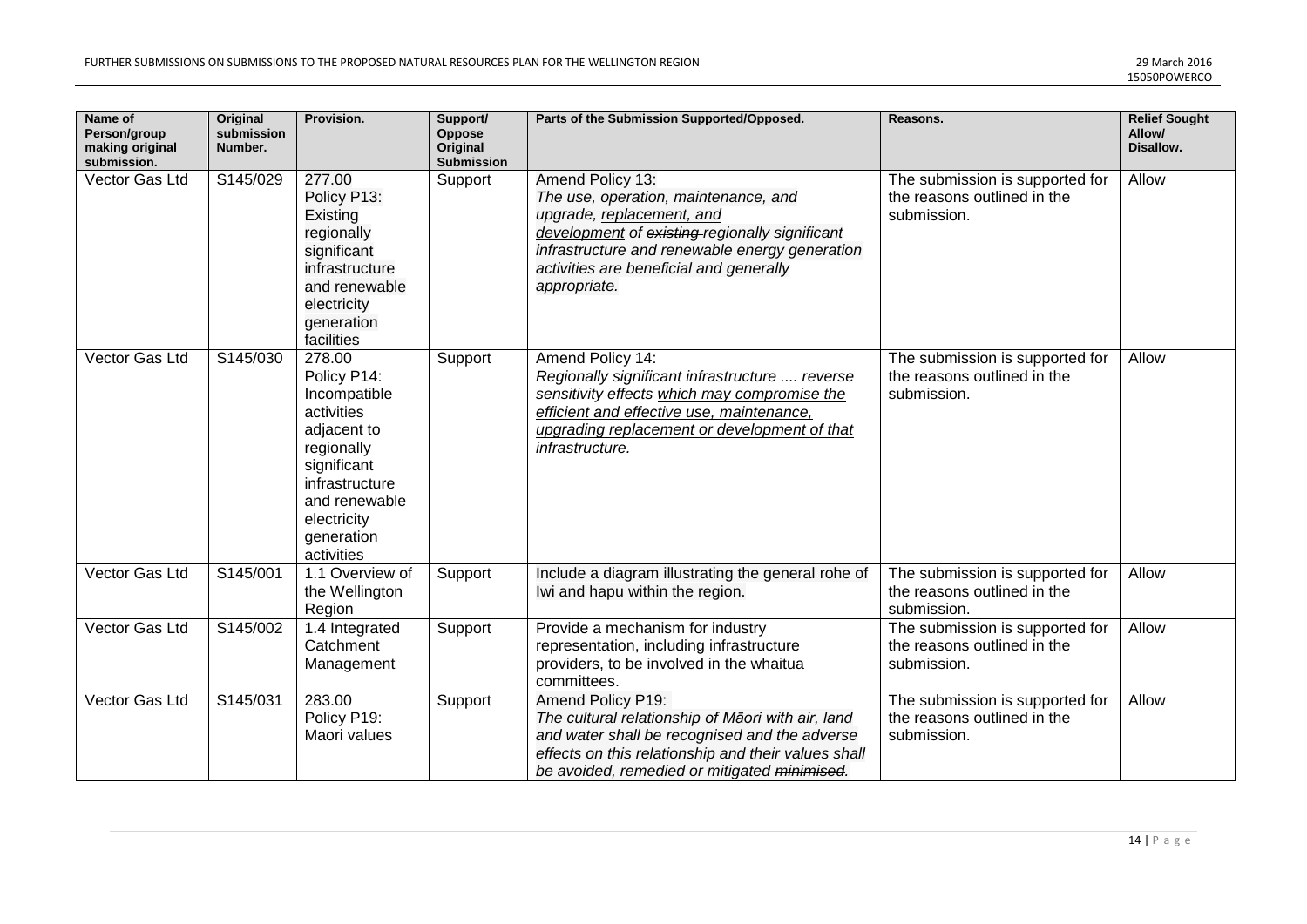| Name of Person/group making original submission. | Original submission Number. | Provision. | Support/ Oppose Original Submission | Parts of the Submission Supported/Opposed. | Reasons. | Relief Sought Allow/ Disallow. |
|---|---|---|---|---|---|---|
| Vector Gas Ltd | S145/029 | 277.00 Policy P13: Existing regionally significant infrastructure and renewable electricity generation facilities | Support | Amend Policy 13: *The use, operation, maintenance, ~~and~~ upgrade, <u>replacement, and development</u> of ~~existing~~ regionally significant infrastructure and renewable energy generation activities are beneficial and generally appropriate.* | The submission is supported for the reasons outlined in the submission. | Allow |
| Vector Gas Ltd | S145/030 | 278.00 Policy P14: Incompatible activities adjacent to regionally significant infrastructure and renewable electricity generation activities | Support | Amend Policy 14: *Regionally significant infrastructure .... reverse sensitivity effects <u>which may compromise the efficient and effective use, maintenance, upgrading replacement or development of that infrastructure</u>.* | The submission is supported for the reasons outlined in the submission. | Allow |
| Vector Gas Ltd | S145/001 | 1.1 Overview of the Wellington Region | Support | Include a diagram illustrating the general rohe of Iwi and hapu within the region. | The submission is supported for the reasons outlined in the submission. | Allow |
| Vector Gas Ltd | S145/002 | 1.4 Integrated Catchment Management | Support | Provide a mechanism for industry representation, including infrastructure providers, to be involved in the whaitua committees. | The submission is supported for the reasons outlined in the submission. | Allow |
| Vector Gas Ltd | S145/031 | 283.00 Policy P19: Maori values | Support | Amend Policy P19: *The cultural relationship of Māori with air, land and water shall be recognised and the adverse effects on this relationship and their values shall be <u>avoided, remedied or mitigated</u> ~~minimised~~.* | The submission is supported for the reasons outlined in the submission. | Allow |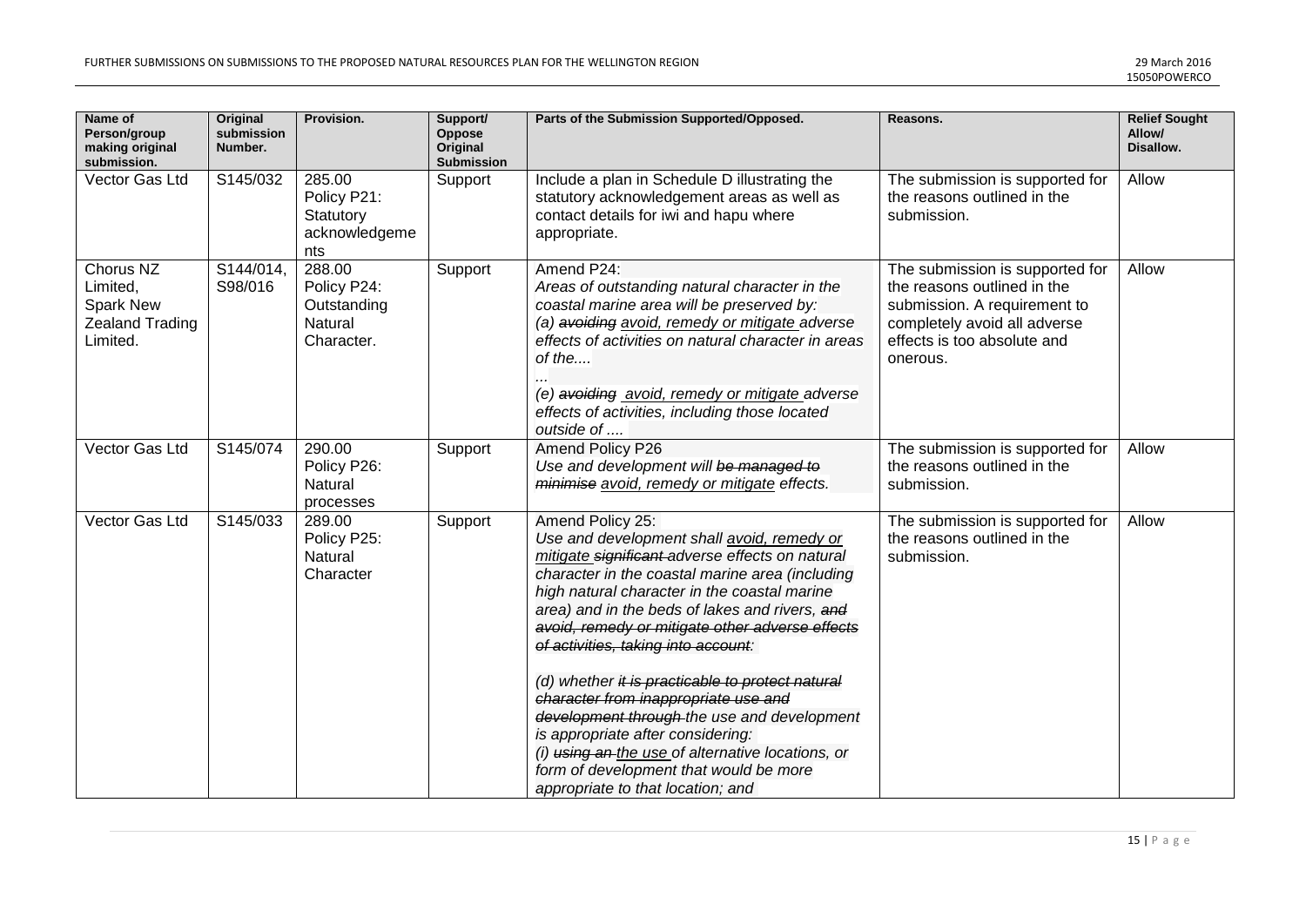| Name of Person/group making original submission. | Original submission Number. | Provision. | Support/ Oppose Original Submission | Parts of the Submission Supported/Opposed. | Reasons. | Relief Sought Allow/ Disallow. |
|---|---|---|---|---|---|---|
| Vector Gas Ltd | S145/032 | 285.00 Policy P21: Statutory acknowledgements | Support | Include a plan in Schedule D illustrating the statutory acknowledgement areas as well as contact details for iwi and hapu where appropriate. | The submission is supported for the reasons outlined in the submission. | Allow |
| Chorus NZ Limited, Spark New Zealand Trading Limited. | S144/014, S98/016 | 288.00 Policy P24: Outstanding Natural Character. | Support | Amend P24: *Areas of outstanding natural character in the coastal marine area will be preserved by: (a) ~~avoiding~~ <u>avoid, remedy or mitigate</u> adverse effects of activities on natural character in areas of the....* *...* *(e) ~~avoiding~~ <u>avoid, remedy or mitigate</u> adverse effects of activities, including those located outside of ....* | The submission is supported for the reasons outlined in the submission. A requirement to completely avoid all adverse effects is too absolute and onerous. | Allow |
| Vector Gas Ltd | S145/074 | 290.00 Policy P26: Natural processes | Support | Amend Policy P26 *Use and development will ~~be managed to minimise~~ <u>avoid, remedy or mitigate</u> effects.* | The submission is supported for the reasons outlined in the submission. | Allow |
| Vector Gas Ltd | S145/033 | 289.00 Policy P25: Natural Character | Support | Amend Policy 25: *Use and development shall <u>avoid, remedy or mitigate</u> ~~significant~~ adverse effects on natural character in the coastal marine area (including high natural character in the coastal marine area) and in the beds of lakes and rivers, ~~and avoid, remedy or mitigate other adverse effects of activities, taking into account~~:* *(d) whether ~~it is practicable to protect natural character from inappropriate use and development through~~ the use and development is appropriate after considering: (i) ~~using an~~ <u>the use</u> of alternative locations, or form of development that would be more appropriate to that location; and* | The submission is supported for the reasons outlined in the submission. | Allow |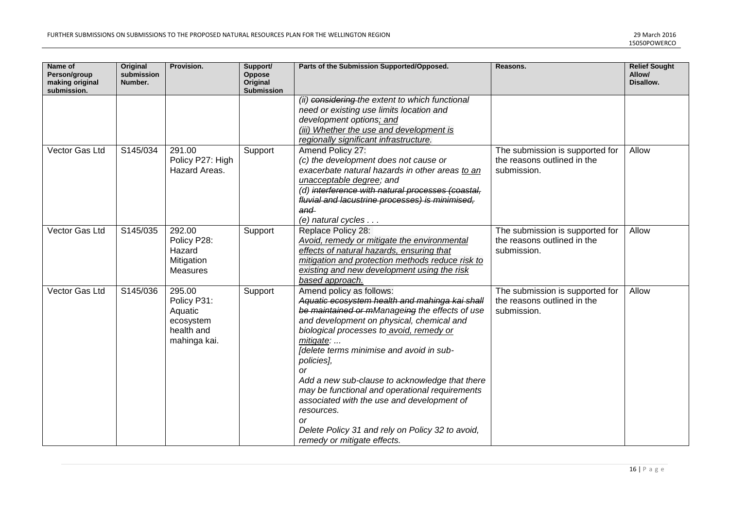| Name of Person/group making original submission. | Original submission Number. | Provision. | Support/ Oppose Original Submission | Parts of the Submission Supported/Opposed. | Reasons. | Relief Sought Allow/ Disallow. |
|---|---|---|---|---|---|---|
| | | | | *(ii) ~~considering~~ the extent to which functional need or existing use limits location and development options<u>; and</u>*<br>*<u>(iii) Whether the use and development is regionally significant infrastructure</u>.* | | |
| Vector Gas Ltd | S145/034 | 291.00 Policy P27: High Hazard Areas. | Support | Amend Policy 27:<br>*(c) the development does not cause or exacerbate natural hazards in other areas <u>to an unacceptable degree</u>; and*<br>*(d) ~~interference with natural processes (coastal, fluvial and lacustrine processes) is minimised, and~~*<br>*(e) natural cycles . . .* | The submission is supported for the reasons outlined in the submission. | Allow |
| Vector Gas Ltd | S145/035 | 292.00 Policy P28: Hazard Mitigation Measures | Support | Replace Policy 28:<br>*<u>Avoid, remedy or mitigate the environmental effects of natural hazards, ensuring that mitigation and protection methods reduce risk to existing and new development using the risk based approach.</u>* | The submission is supported for the reasons outlined in the submission. | Allow |
| Vector Gas Ltd | S145/036 | 295.00 Policy P31: Aquatic ecosystem health and mahinga kai. | Support | Amend policy as follows:<br>*~~Aquatic ecosystem health and mahinga kai shall be maintained or m~~Manage~~ing~~ the effects of use and development on physical, chemical and biological processes to <u>avoid, remedy or mitigate</u>: ...*<br>*[delete terms minimise and avoid in sub-policies],*<br>*or*<br>*Add a new sub-clause to acknowledge that there may be functional and operational requirements associated with the use and development of resources.*<br>*or*<br>*Delete Policy 31 and rely on Policy 32 to avoid, remedy or mitigate effects.* | The submission is supported for the reasons outlined in the submission. | Allow |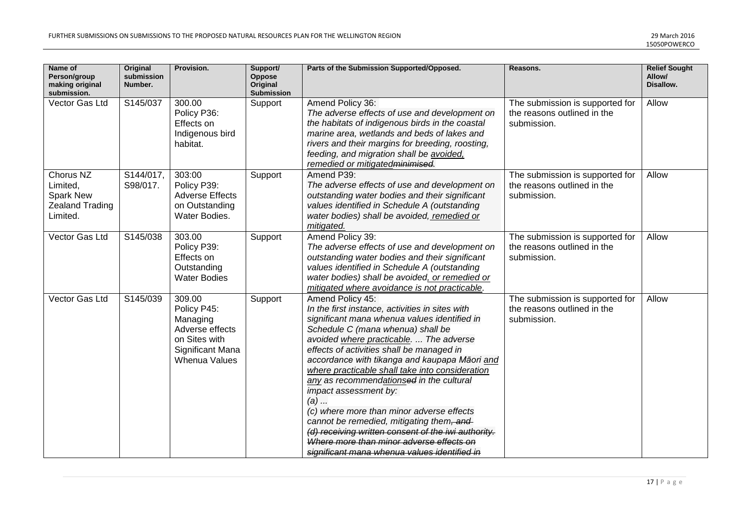| Name of Person/group making original submission. | Original submission Number. | Provision. | Support/ Oppose Original Submission | Parts of the Submission Supported/Opposed. | Reasons. | Relief Sought Allow/ Disallow. |
|---|---|---|---|---|---|---|
| Vector Gas Ltd | S145/037 | 300.00 Policy P36: Effects on Indigenous bird habitat. | Support | Amend Policy 36: *The adverse effects of use and development on the habitats of indigenous birds in the coastal marine area, wetlands and beds of lakes and rivers and their margins for breeding, roosting, feeding, and migration shall be <u>avoided, remedied or mitigated</u>~~minimised~~.* | The submission is supported for the reasons outlined in the submission. | Allow |
| Chorus NZ Limited, Spark New Zealand Trading Limited. | S144/017, S98/017. | 303:00 Policy P39: Adverse Effects on Outstanding Water Bodies. | Support | Amend P39: *The adverse effects of use and development on outstanding water bodies and their significant values identified in Schedule A (outstanding water bodies) shall be avoided<u>, remedied or mitigated.</u>* | The submission is supported for the reasons outlined in the submission. | Allow |
| Vector Gas Ltd | S145/038 | 303.00 Policy P39: Effects on Outstanding Water Bodies | Support | Amend Policy 39: *The adverse effects of use and development on outstanding water bodies and their significant values identified in Schedule A (outstanding water bodies) shall be avoided<u>, or remedied or mitigated where avoidance is not practicable</u>.* | The submission is supported for the reasons outlined in the submission. | Allow |
| Vector Gas Ltd | S145/039 | 309.00 Policy P45: Managing Adverse effects on Sites with Significant Mana Whenua Values | Support | Amend Policy 45: *In the first instance, activities in sites with significant mana whenua values identified in Schedule C (mana whenua) shall be avoided <u>where practicable</u>. ... The adverse effects of activities shall be managed in accordance with tikanga and kaupapa Māori <u>and where practicable shall take into consideration any</u> as recommend<u>ations</u>~~ed~~ in the cultural impact assessment by: (a) ... (c) where more than minor adverse effects cannot be remedied, mitigating them~~, and~~ ~~(d) receiving written consent of the iwi authority. Where more than minor adverse effects on significant mana whenua values identified in~~* | The submission is supported for the reasons outlined in the submission. | Allow |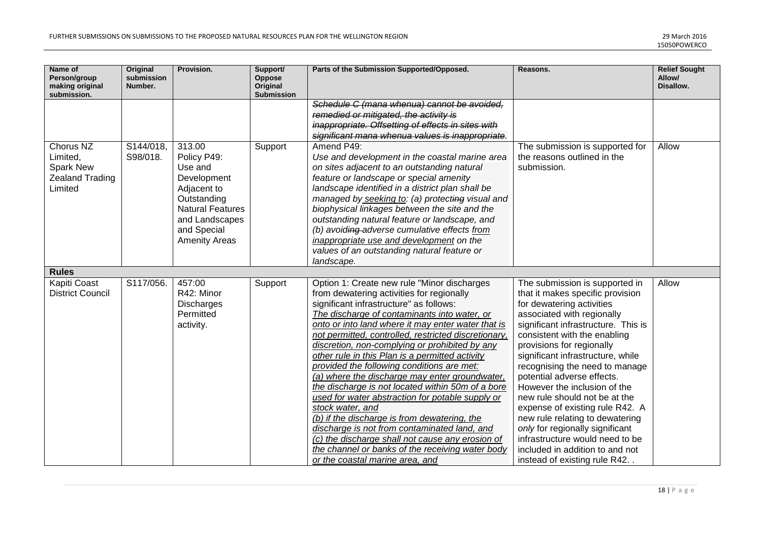| Name of Person/group making original submission. | Original submission Number. | Provision. | Support/ Oppose Original Submission | Parts of the Submission Supported/Opposed. | Reasons. | Relief Sought Allow/ Disallow. |
|---|---|---|---|---|---|---|
| | | | | ~~*Schedule C (mana whenua) cannot be avoided, remedied or mitigated, the activity is inappropriate. Offsetting of effects in sites with significant mana whenua values is inappropriate.*~~ | | |
| Chorus NZ Limited, Spark New Zealand Trading Limited | S144/018, S98/018. | 313.00 Policy P49: Use and Development Adjacent to Outstanding Natural Features and Landscapes and Special Amenity Areas | Support | Amend P49: *Use and development in the coastal marine area on sites adjacent to an outstanding natural feature or landscape or special amenity landscape identified in a district plan shall be managed by seeking to: (a) protecting visual and biophysical linkages between the site and the outstanding natural feature or landscape, and (b) avoiding adverse cumulative effects from inappropriate use and development on the values of an outstanding natural feature or landscape.* | The submission is supported for the reasons outlined in the submission. | Allow |
| **Rules** | | | | | | |
| Kapiti Coast District Council | S117/056. | 457:00 R42: Minor Discharges Permitted activity. | Support | Option 1: Create new rule "Minor discharges from dewatering activities for regionally significant infrastructure" as follows: *The discharge of contaminants into water, or onto or into land where it may enter water that is not permitted, controlled, restricted discretionary, discretion, non-complying or prohibited by any other rule in this Plan is a permitted activity provided the following conditions are met: (a) where the discharge may enter groundwater, the discharge is not located within 50m of a bore used for water abstraction for potable supply or stock water, and (b) if the discharge is from dewatering, the discharge is not from contaminated land, and (c) the discharge shall not cause any erosion of the channel or banks of the receiving water body or the coastal marine area, and* | The submission is supported in that it makes specific provision for dewatering activities associated with regionally significant infrastructure. This is consistent with the enabling provisions for regionally significant infrastructure, while recognising the need to manage potential adverse effects. However the inclusion of the new rule should not be at the expense of existing rule R42. A new rule relating to dewatering *only* for regionally significant infrastructure would need to be included in addition to and not instead of existing rule R42. . | Allow |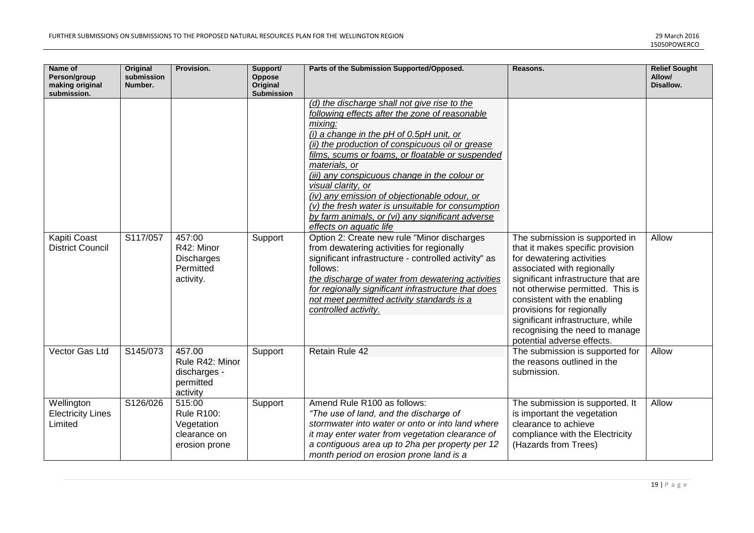| Name of Person/group making original submission. | Original submission Number. | Provision. | Support/ Oppose Original Submission | Parts of the Submission Supported/Opposed. | Reasons. | Relief Sought Allow/ Disallow. |
|---|---|---|---|---|---|---|
| | | | | _(d) the discharge shall not give rise to the following effects after the zone of reasonable mixing:_ <br> _(i) a change in the pH of 0.5pH unit, or_ <br> _(ii) the production of conspicuous oil or grease films, scums or foams, or floatable or suspended materials, or_ <br> _(iii) any conspicuous change in the colour or visual clarity, or_ <br> _(iv) any emission of objectionable odour, or_ <br> _(v) the fresh water is unsuitable for consumption by farm animals, or (vi) any significant adverse effects on aquatic life_ | | |
| Kapiti Coast District Council | S117/057 | 457:00 R42: Minor Discharges Permitted activity. | Support | Option 2: Create new rule "Minor discharges from dewatering activities for regionally significant infrastructure - controlled activity" as follows: <br> _the discharge of water from dewatering activities for regionally significant infrastructure that does not meet permitted activity standards is a controlled activity._ | The submission is supported in that it makes specific provision for dewatering activities associated with regionally significant infrastructure that are not otherwise permitted. This is consistent with the enabling provisions for regionally significant infrastructure, while recognising the need to manage potential adverse effects. | Allow |
| Vector Gas Ltd | S145/073 | 457.00 Rule R42: Minor discharges - permitted activity | Support | Retain Rule 42 | The submission is supported for the reasons outlined in the submission. | Allow |
| Wellington Electricity Lines Limited | S126/026 | 515:00 Rule R100: Vegetation clearance on erosion prone | Support | Amend Rule R100 as follows: <br> _"The use of land, and the discharge of stormwater into water or onto or into land where it may enter water from vegetation clearance of a contiguous area up to 2ha per property per 12 month period on erosion prone land is a_ | The submission is supported. It is important the vegetation clearance to achieve compliance with the Electricity (Hazards from Trees) | Allow |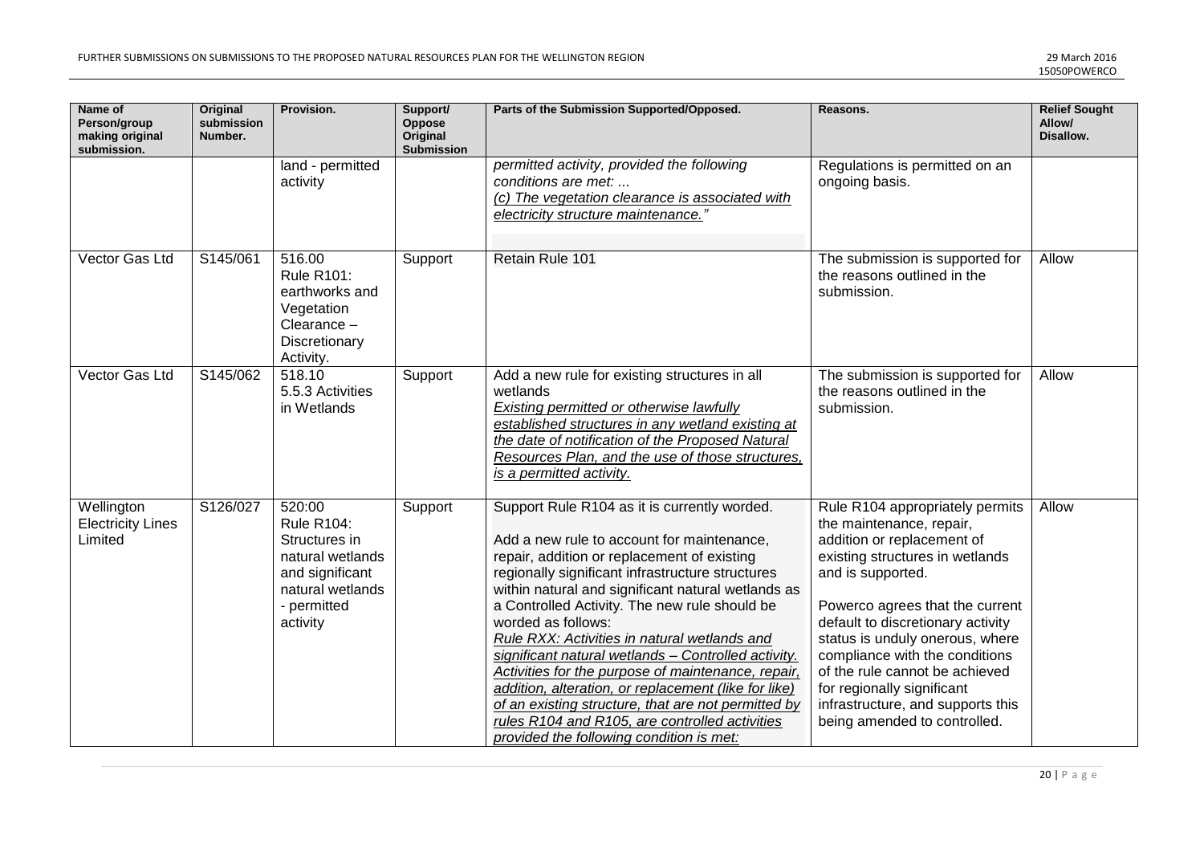| Name of Person/group making original submission. | Original submission Number. | Provision. | Support/ Oppose Original Submission | Parts of the Submission Supported/Opposed. | Reasons. | Relief Sought Allow/ Disallow. |
|---|---|---|---|---|---|---|
| | | land - permitted activity | | *permitted activity, provided the following conditions are met: ...*<br>*(c) The vegetation clearance is associated with electricity structure maintenance."* | Regulations is permitted on an ongoing basis. | |
| Vector Gas Ltd | S145/061 | 516.00 Rule R101: earthworks and Vegetation Clearance – Discretionary Activity. | Support | Retain Rule 101 | The submission is supported for the reasons outlined in the submission. | Allow |
| Vector Gas Ltd | S145/062 | 518.10 5.5.3 Activities in Wetlands | Support | Add a new rule for existing structures in all wetlands<br>*Existing permitted or otherwise lawfully established structures in any wetland existing at the date of notification of the Proposed Natural Resources Plan, and the use of those structures, is a permitted activity.* | The submission is supported for the reasons outlined in the submission. | Allow |
| Wellington Electricity Lines Limited | S126/027 | 520:00 Rule R104: Structures in natural wetlands and significant natural wetlands - permitted activity | Support | Support Rule R104 as it is currently worded.<br><br>Add a new rule to account for maintenance, repair, addition or replacement of existing regionally significant infrastructure structures within natural and significant natural wetlands as a Controlled Activity. The new rule should be worded as follows:<br>*Rule RXX: Activities in natural wetlands and significant natural wetlands – Controlled activity. Activities for the purpose of maintenance, repair, addition, alteration, or replacement (like for like) of an existing structure, that are not permitted by rules R104 and R105, are controlled activities provided the following condition is met:* | Rule R104 appropriately permits the maintenance, repair, addition or replacement of existing structures in wetlands and is supported.<br><br>Powerco agrees that the current default to discretionary activity status is unduly onerous, where compliance with the conditions of the rule cannot be achieved for regionally significant infrastructure, and supports this being amended to controlled. | Allow |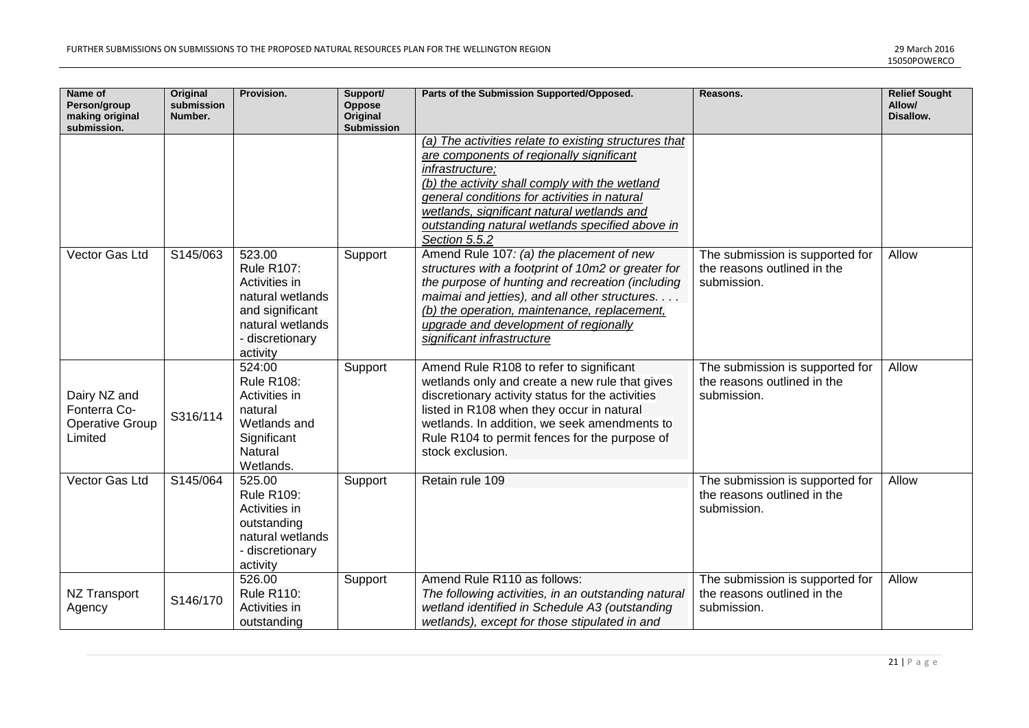| Name of Person/group making original submission. | Original submission Number. | Provision. | Support/ Oppose Original Submission | Parts of the Submission Supported/Opposed. | Reasons. | Relief Sought Allow/ Disallow. |
|---|---|---|---|---|---|---|
| | | | | *(a) The activities relate to existing structures that are components of regionally significant infrastructure;* *(b) the activity shall comply with the wetland general conditions for activities in natural wetlands, significant natural wetlands and outstanding natural wetlands specified above in Section 5.5.2* | | |
| Vector Gas Ltd | S145/063 | 523.00 Rule R107: Activities in natural wetlands and significant natural wetlands - discretionary activity | Support | Amend Rule 107*: (a) the placement of new structures with a footprint of 10m2 or greater for the purpose of hunting and recreation (including maimai and jetties), and all other structures. . . .* *(b) the operation, maintenance, replacement, upgrade and development of regionally significant infrastructure* | The submission is supported for the reasons outlined in the submission. | Allow |
| Dairy NZ and Fonterra Co-Operative Group Limited | S316/114 | 524:00 Rule R108: Activities in natural Wetlands and Significant Natural Wetlands. | Support | Amend Rule R108 to refer to significant wetlands only and create a new rule that gives discretionary activity status for the activities listed in R108 when they occur in natural wetlands. In addition, we seek amendments to Rule R104 to permit fences for the purpose of stock exclusion. | The submission is supported for the reasons outlined in the submission. | Allow |
| Vector Gas Ltd | S145/064 | 525.00 Rule R109: Activities in outstanding natural wetlands - discretionary activity | Support | Retain rule 109 | The submission is supported for the reasons outlined in the submission. | Allow |
| NZ Transport Agency | S146/170 | 526.00 Rule R110: Activities in outstanding | Support | Amend Rule R110 as follows: *The following activities, in an outstanding natural wetland identified in Schedule A3 (outstanding wetlands), except for those stipulated in and* | The submission is supported for the reasons outlined in the submission. | Allow |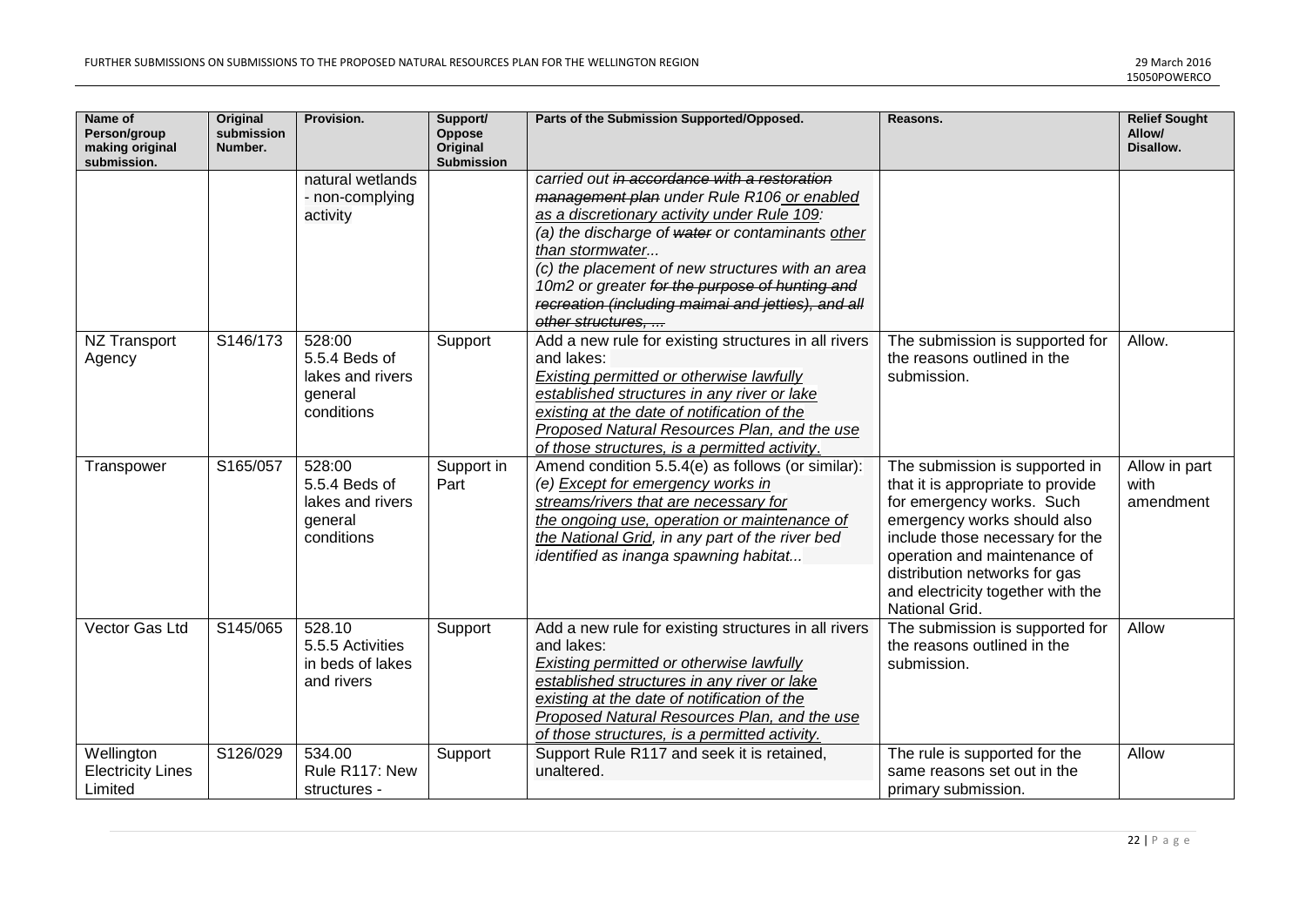| Name of Person/group making original submission. | Original submission Number. | Provision. | Support/ Oppose Original Submission | Parts of the Submission Supported/Opposed. | Reasons. | Relief Sought Allow/ Disallow. |
|---|---|---|---|---|---|---|
| | | natural wetlands - non-complying activity | | *carried out ~~in accordance with a restoration management plan~~ under Rule R106 <u>or enabled as a discretionary activity under Rule 109</u>: (a) the discharge of ~~water~~ or contaminants <u>other than stormwater</u>... (c) the placement of new structures with an area 10m2 or greater ~~for the purpose of hunting and recreation (including maimai and jetties), and all other structures, ...~~* | | |
| NZ Transport Agency | S146/173 | 528:00 5.5.4 Beds of lakes and rivers general conditions | Support | Add a new rule for existing structures in all rivers and lakes: *<u>Existing permitted or otherwise lawfully established structures in any river or lake existing at the date of notification of the Proposed Natural Resources Plan, and the use of those structures, is a permitted activity</u>.* | The submission is supported for the reasons outlined in the submission. | Allow. |
| Transpower | S165/057 | 528:00 5.5.4 Beds of lakes and rivers general conditions | Support in Part | Amend condition 5.5.4(e) as follows (or similar): *(e) <u>Except for emergency works in streams/rivers that are necessary for the ongoing use, operation or maintenance of the National Grid</u>, in any part of the river bed identified as inanga spawning habitat...* | The submission is supported in that it is appropriate to provide for emergency works. Such emergency works should also include those necessary for the operation and maintenance of distribution networks for gas and electricity together with the National Grid. | Allow in part with amendment |
| Vector Gas Ltd | S145/065 | 528.10 5.5.5 Activities in beds of lakes and rivers | Support | Add a new rule for existing structures in all rivers and lakes: *<u>Existing permitted or otherwise lawfully established structures in any river or lake existing at the date of notification of the Proposed Natural Resources Plan, and the use of those structures, is a permitted activity.</u>* | The submission is supported for the reasons outlined in the submission. | Allow |
| Wellington Electricity Lines Limited | S126/029 | 534.00 Rule R117: New structures - | Support | Support Rule R117 and seek it is retained, unaltered. | The rule is supported for the same reasons set out in the primary submission. | Allow |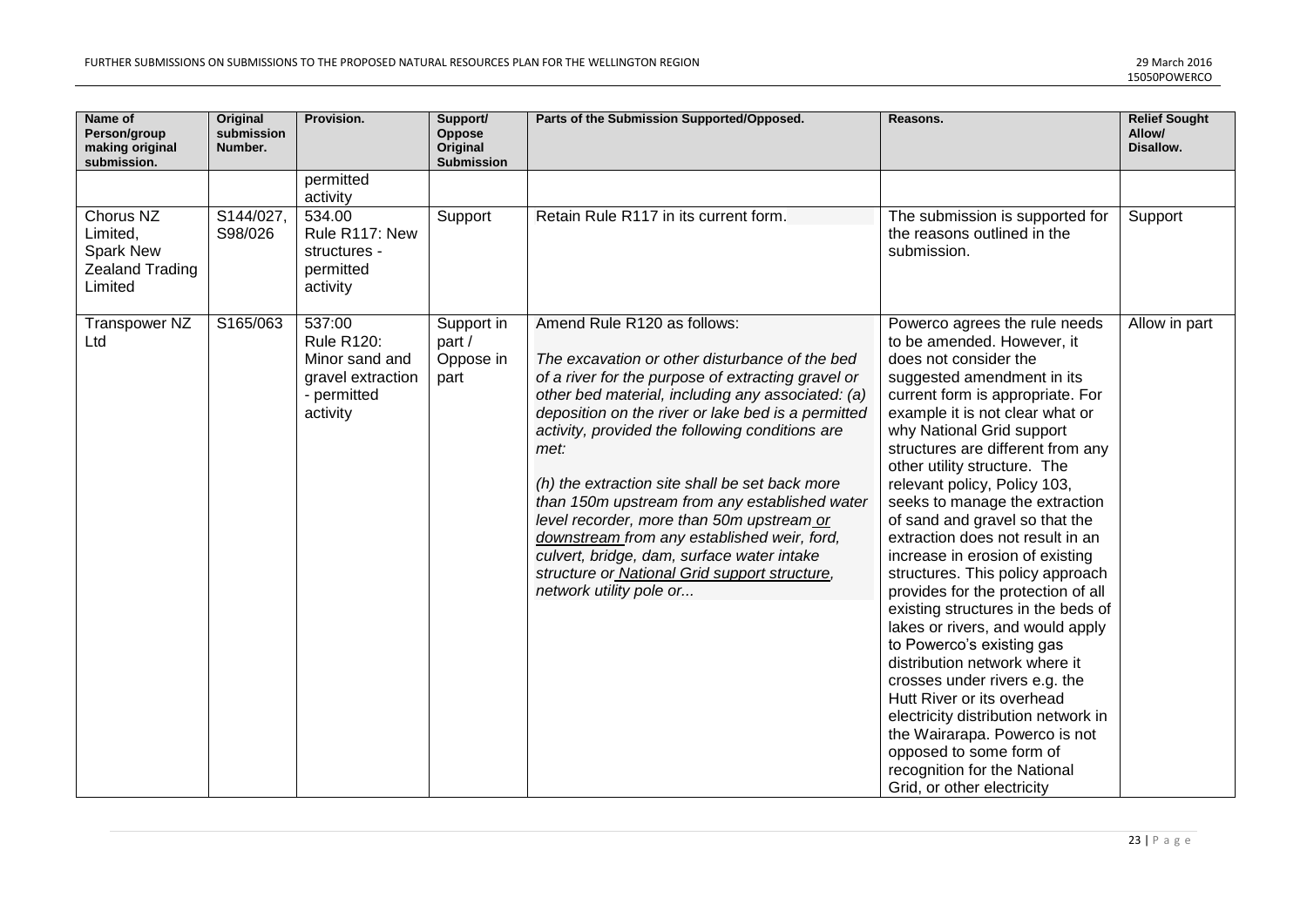| Name of Person/group making original submission. | Original submission Number. | Provision. | Support/ Oppose Original Submission | Parts of the Submission Supported/Opposed. | Reasons. | Relief Sought Allow/ Disallow. |
|---|---|---|---|---|---|---|
| | | permitted activity | | | | |
| Chorus NZ Limited, Spark New Zealand Trading Limited | S144/027, S98/026 | 534.00 Rule R117: New structures - permitted activity | Support | Retain Rule R117 in its current form. | The submission is supported for the reasons outlined in the submission. | Support |
| Transpower NZ Ltd | S165/063 | 537:00 Rule R120: Minor sand and gravel extraction - permitted activity | Support in part / Oppose in part | Amend Rule R120 as follows:<br><br>*The excavation or other disturbance of the bed of a river for the purpose of extracting gravel or other bed material, including any associated: (a) deposition on the river or lake bed is a permitted activity, provided the following conditions are met:*<br><br>*(h) the extraction site shall be set back more than 150m upstream from any established water level recorder, more than 50m upstream <u>or downstream</u> from any established weir, ford, culvert, bridge, dam, surface water intake structure or <u>National Grid support structure</u>, network utility pole or...* | Powerco agrees the rule needs to be amended. However, it does not consider the suggested amendment in its current form is appropriate. For example it is not clear what or why National Grid support structures are different from any other utility structure. The relevant policy, Policy 103, seeks to manage the extraction of sand and gravel so that the extraction does not result in an increase in erosion of existing structures. This policy approach provides for the protection of all existing structures in the beds of lakes or rivers, and would apply to Powerco's existing gas distribution network where it crosses under rivers e.g. the Hutt River or its overhead electricity distribution network in the Wairarapa. Powerco is not opposed to some form of recognition for the National Grid, or other electricity | Allow in part |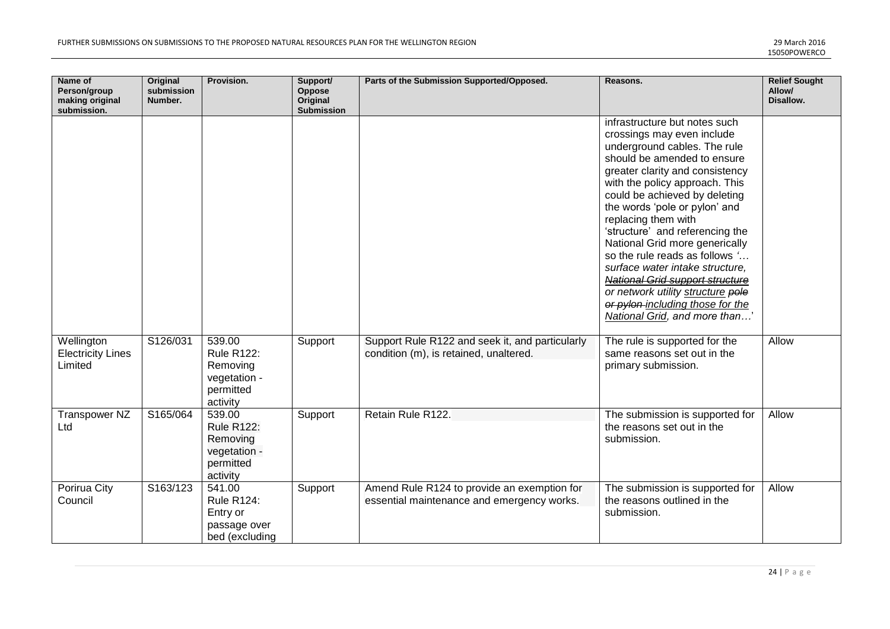| Name of Person/group making original submission. | Original submission Number. | Provision. | Support/ Oppose Original Submission | Parts of the Submission Supported/Opposed. | Reasons. | Relief Sought Allow/ Disallow. |
|---|---|---|---|---|---|---|
| | | | | | infrastructure but notes such crossings may even include underground cables. The rule should be amended to ensure greater clarity and consistency with the policy approach. This could be achieved by deleting the words 'pole or pylon' and replacing them with 'structure' and referencing the National Grid more generically so the rule reads as follows *'… surface water intake structure, ~~National Grid support structure~~ or network utility <u>structure</u> ~~pole or pylon~~ <u>including those for the National Grid</u>, and more than…'* | |
| Wellington Electricity Lines Limited | S126/031 | 539.00 Rule R122: Removing vegetation - permitted activity | Support | Support Rule R122 and seek it, and particularly condition (m), is retained, unaltered. | The rule is supported for the same reasons set out in the primary submission. | Allow |
| Transpower NZ Ltd | S165/064 | 539.00 Rule R122: Removing vegetation - permitted activity | Support | Retain Rule R122. | The submission is supported for the reasons set out in the submission. | Allow |
| Porirua City Council | S163/123 | 541.00 Rule R124: Entry or passage over bed (excluding | Support | Amend Rule R124 to provide an exemption for essential maintenance and emergency works. | The submission is supported for the reasons outlined in the submission. | Allow |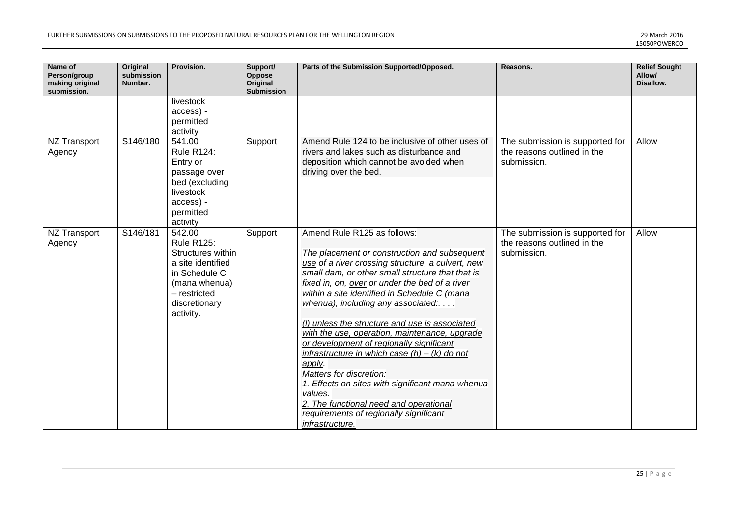| Name of Person/group making original submission. | Original submission Number. | Provision. | Support/ Oppose Original Submission | Parts of the Submission Supported/Opposed. | Reasons. | Relief Sought Allow/ Disallow. |
|---|---|---|---|---|---|---|
| | | livestock access) - permitted activity | | | | |
| NZ Transport Agency | S146/180 | 541.00 Rule R124: Entry or passage over bed (excluding livestock access) - permitted activity | Support | Amend Rule 124 to be inclusive of other uses of rivers and lakes such as disturbance and deposition which cannot be avoided when driving over the bed. | The submission is supported for the reasons outlined in the submission. | Allow |
| NZ Transport Agency | S146/181 | 542.00 Rule R125: Structures within a site identified in Schedule C (mana whenua) – restricted discretionary activity. | Support | Amend Rule R125 as follows:<br><br>*The placement <u>or construction and subsequent use</u> of a river crossing structure, a culvert, new small dam, or other ~~small~~ structure that that is fixed in, on, <u>over</u> or under the bed of a river within a site identified in Schedule C (mana whenua), including any associated:. . . .*<br><br>*<u>(l) unless the structure and use is associated with the use, operation, maintenance, upgrade or development of regionally significant infrastructure in which case (h) – (k) do not apply</u>.*<br>*Matters for discretion:*<br>*1. Effects on sites with significant mana whenua values.*<br>*<u>2. The functional need and operational requirements of regionally significant infrastructure.</u>* | The submission is supported for the reasons outlined in the submission. | Allow |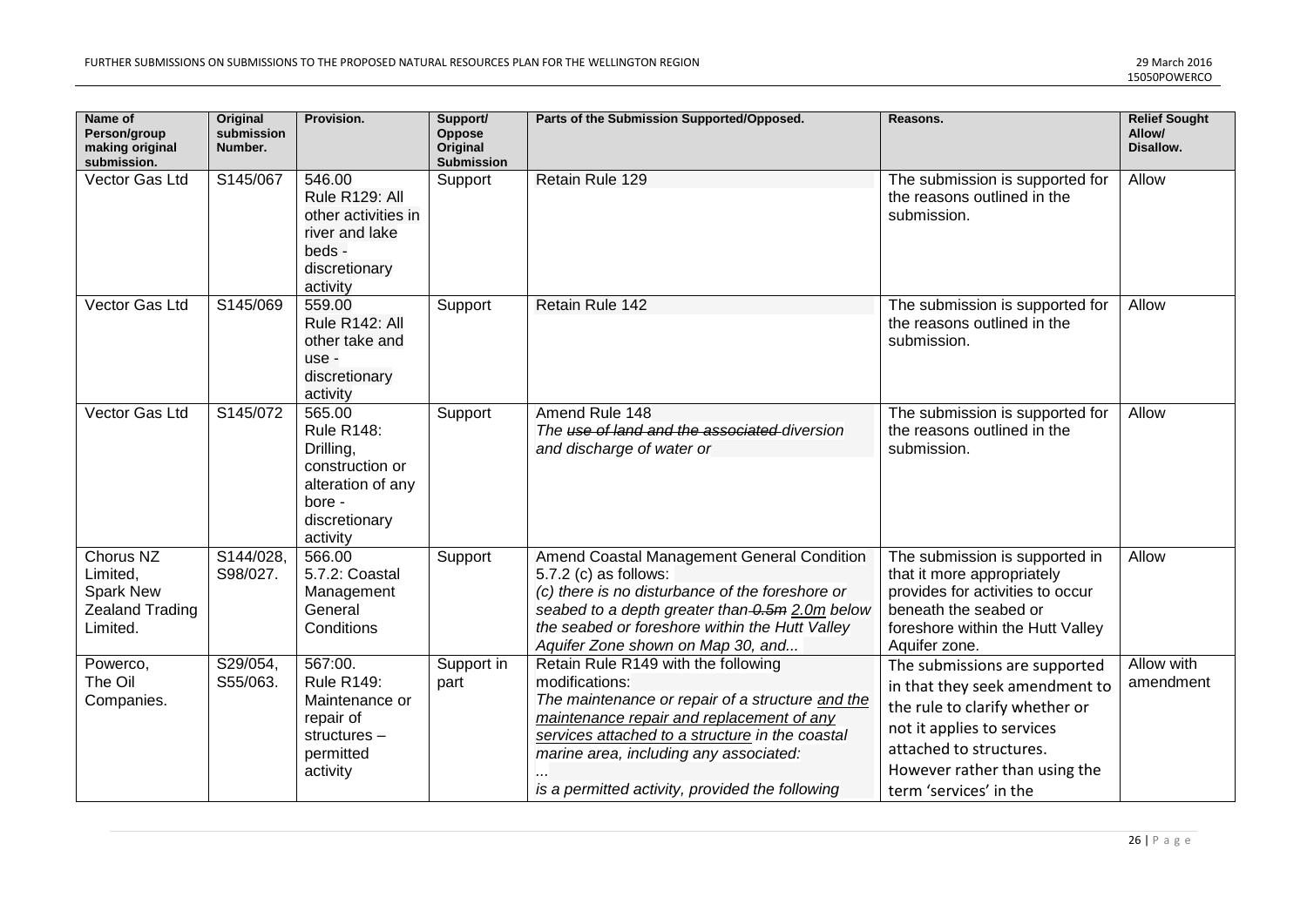| Name of Person/group making original submission. | Original submission Number. | Provision. | Support/ Oppose Original Submission | Parts of the Submission Supported/Opposed. | Reasons. | Relief Sought Allow/ Disallow. |
|---|---|---|---|---|---|---|
| Vector Gas Ltd | S145/067 | 546.00 Rule R129: All other activities in river and lake beds - discretionary activity | Support | Retain Rule 129 | The submission is supported for the reasons outlined in the submission. | Allow |
| Vector Gas Ltd | S145/069 | 559.00 Rule R142: All other take and use - discretionary activity | Support | Retain Rule 142 | The submission is supported for the reasons outlined in the submission. | Allow |
| Vector Gas Ltd | S145/072 | 565.00 Rule R148: Drilling, construction or alteration of any bore - discretionary activity | Support | Amend Rule 148 *The ~~use of land and the associated~~ diversion and discharge of water or* | The submission is supported for the reasons outlined in the submission. | Allow |
| Chorus NZ Limited, Spark New Zealand Trading Limited. | S144/028, S98/027. | 566.00 5.7.2: Coastal Management General Conditions | Support | Amend Coastal Management General Condition 5.7.2 (c) as follows: *(c) there is no disturbance of the foreshore or seabed to a depth greater than ~~0.5m~~ <u>2.0m</u> below the seabed or foreshore within the Hutt Valley Aquifer Zone shown on Map 30, and...* | The submission is supported in that it more appropriately provides for activities to occur beneath the seabed or foreshore within the Hutt Valley Aquifer zone. | Allow |
| Powerco, The Oil Companies. | S29/054, S55/063. | 567:00. Rule R149: Maintenance or repair of structures – permitted activity | Support in part | Retain Rule R149 with the following modifications: *The maintenance or repair of a structure <u>and the maintenance repair and replacement of any services attached to a structure</u> in the coastal marine area, including any associated: ... is a permitted activity, provided the following* | The submissions are supported in that they seek amendment to the rule to clarify whether or not it applies to services attached to structures. However rather than using the term 'services' in the | Allow with amendment |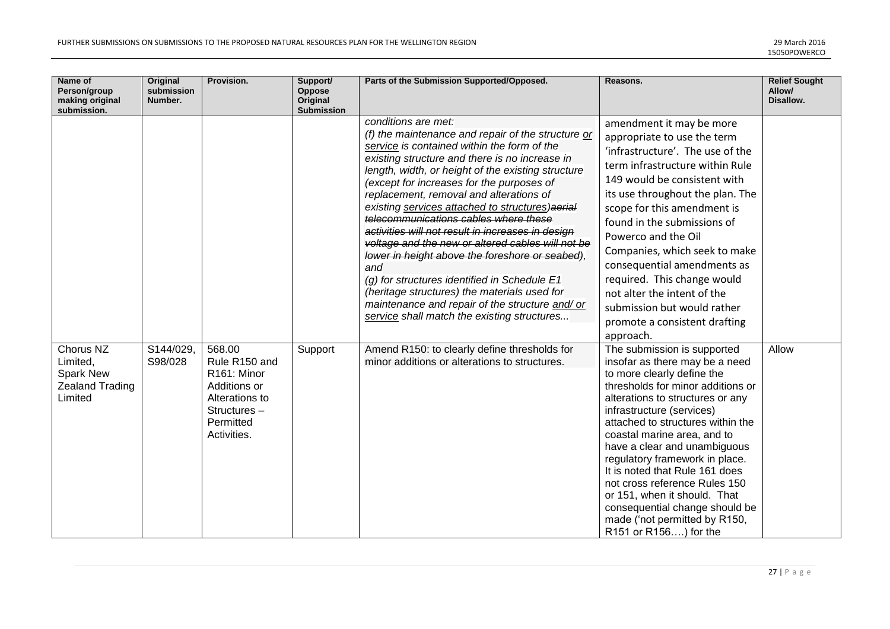| Name of Person/group making original submission. | Original submission Number. | Provision. | Support/ Oppose Original Submission | Parts of the Submission Supported/Opposed. | Reasons. | Relief Sought Allow/ Disallow. |
|---|---|---|---|---|---|---|
| | | | | *conditions are met:*<br>*(f) the maintenance and repair of the structure <u>or service</u> is contained within the form of the existing structure and there is no increase in length, width, or height of the existing structure (except for increases for the purposes of replacement, removal and alterations of existing <u>services attached to structures</u>)~~aerial telecommunications cables where these activities will not result in increases in design voltage and the new or altered cables will not be lower in height above the foreshore or seabed)~~, and*<br>*(g) for structures identified in Schedule E1 (heritage structures) the materials used for maintenance and repair of the structure <u>and/ or service</u> shall match the existing structures...* | amendment it may be more appropriate to use the term 'infrastructure'. The use of the term infrastructure within Rule 149 would be consistent with its use throughout the plan. The scope for this amendment is found in the submissions of Powerco and the Oil Companies, which seek to make consequential amendments as required. This change would not alter the intent of the submission but would rather promote a consistent drafting approach. | |
| Chorus NZ Limited, Spark New Zealand Trading Limited | S144/029, S98/028 | 568.00 Rule R150 and R161: Minor Additions or Alterations to Structures – Permitted Activities. | Support | Amend R150: to clearly define thresholds for minor additions or alterations to structures. | The submission is supported insofar as there may be a need to more clearly define the thresholds for minor additions or alterations to structures or any infrastructure (services) attached to structures within the coastal marine area, and to have a clear and unambiguous regulatory framework in place. It is noted that Rule 161 does not cross reference Rules 150 or 151, when it should. That consequential change should be made ('not permitted by R150, R151 or R156….) for the | Allow |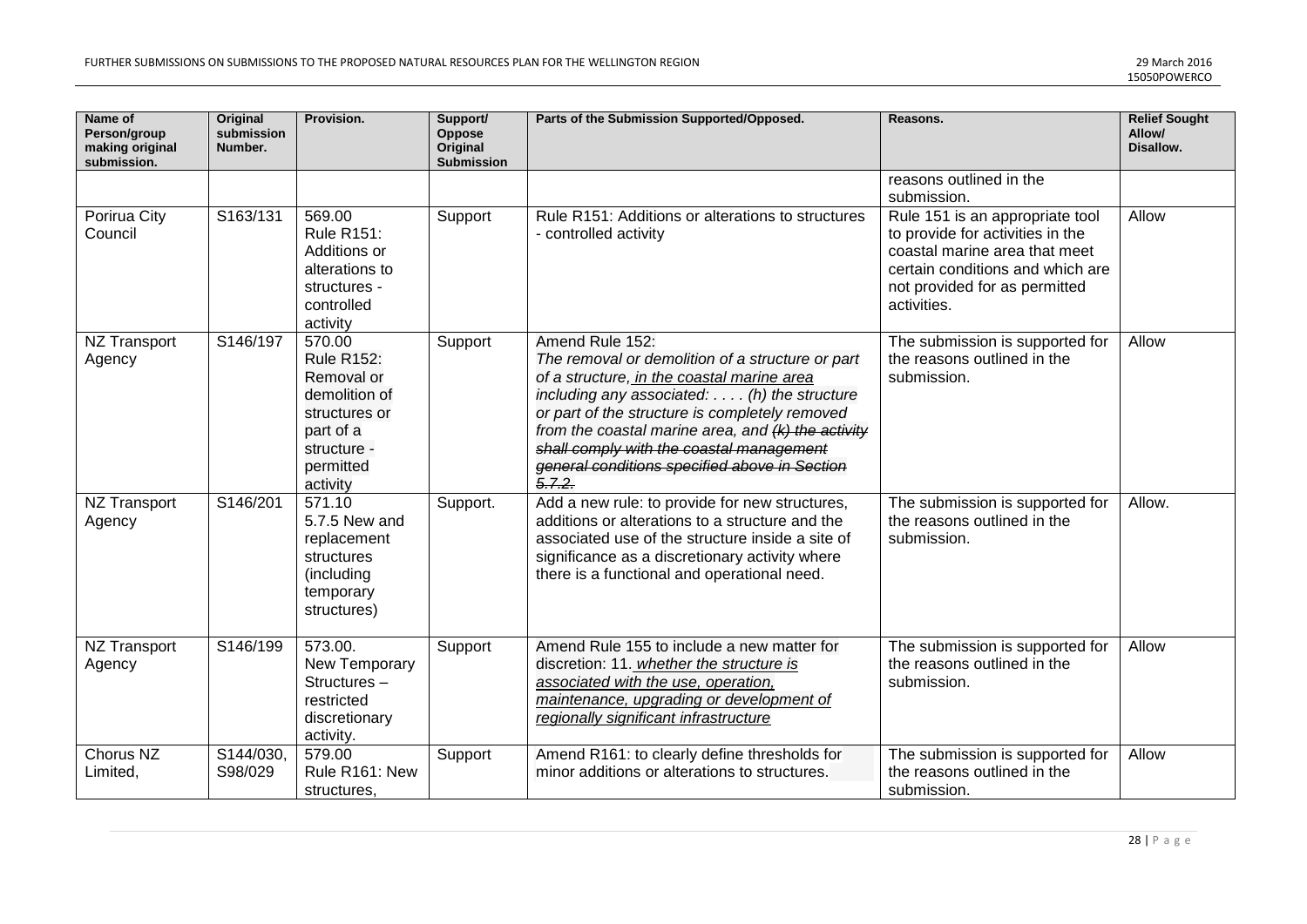| Name of Person/group making original submission. | Original submission Number. | Provision. | Support/ Oppose Original Submission | Parts of the Submission Supported/Opposed. | Reasons. | Relief Sought Allow/ Disallow. |
|---|---|---|---|---|---|---|
| | | | | | reasons outlined in the submission. | |
| Porirua City Council | S163/131 | 569.00 Rule R151: Additions or alterations to structures - controlled activity | Support | Rule R151: Additions or alterations to structures - controlled activity | Rule 151 is an appropriate tool to provide for activities in the coastal marine area that meet certain conditions and which are not provided for as permitted activities. | Allow |
| NZ Transport Agency | S146/197 | 570.00 Rule R152: Removal or demolition of structures or part of a structure - permitted activity | Support | Amend Rule 152: *The removal or demolition of a structure or part of a structure, <u>in the coastal marine area</u> including any associated: . . . . (h) the structure or part of the structure is completely removed from the coastal marine area, and ~~(k) the activity shall comply with the coastal management general conditions specified above in Section 5.7.2.~~* | The submission is supported for the reasons outlined in the submission. | Allow |
| NZ Transport Agency | S146/201 | 571.10 5.7.5 New and replacement structures (including temporary structures) | Support. | Add a new rule: to provide for new structures, additions or alterations to a structure and the associated use of the structure inside a site of significance as a discretionary activity where there is a functional and operational need. | The submission is supported for the reasons outlined in the submission. | Allow. |
| NZ Transport Agency | S146/199 | 573.00. New Temporary Structures – restricted discretionary activity. | Support | Amend Rule 155 to include a new matter for discretion: 11. <u>*whether the structure is associated with the use, operation, maintenance, upgrading or development of regionally significant infrastructure*</u> | The submission is supported for the reasons outlined in the submission. | Allow |
| Chorus NZ Limited, | S144/030, S98/029 | 579.00 Rule R161: New structures, | Support | Amend R161: to clearly define thresholds for minor additions or alterations to structures. | The submission is supported for the reasons outlined in the submission. | Allow |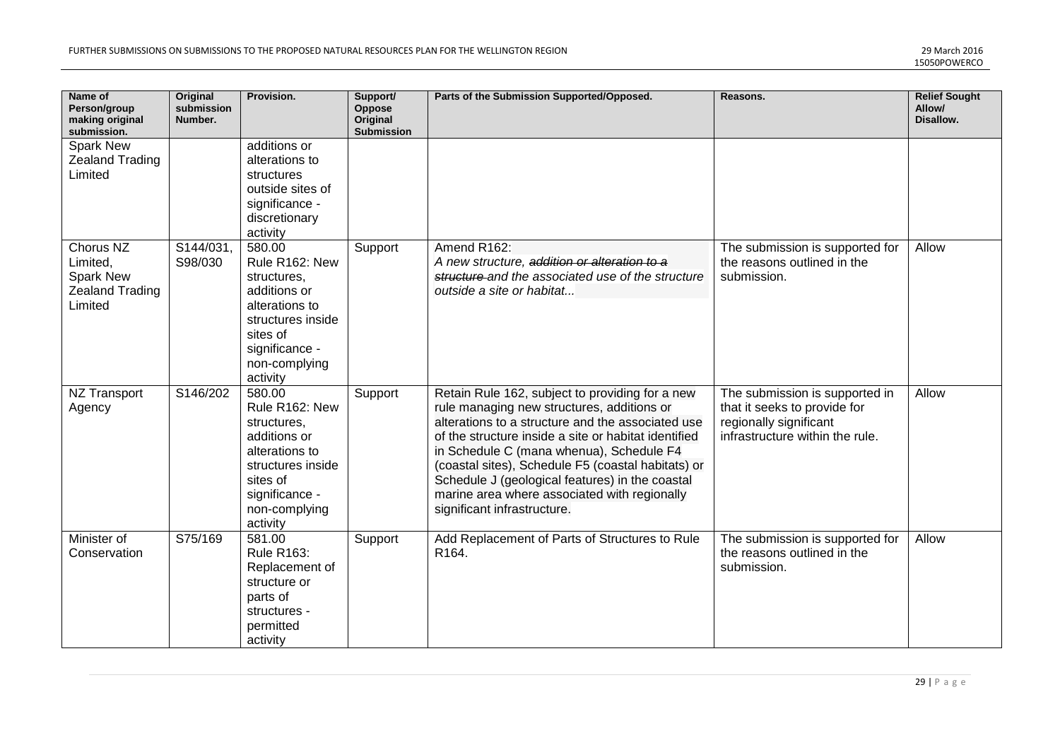| Name of Person/group making original submission. | Original submission Number. | Provision. | Support/ Oppose Original Submission | Parts of the Submission Supported/Opposed. | Reasons. | Relief Sought Allow/ Disallow. |
|---|---|---|---|---|---|---|
| Spark New Zealand Trading Limited | | additions or alterations to structures outside sites of significance - discretionary activity | | | | |
| Chorus NZ Limited, Spark New Zealand Trading Limited | S144/031, S98/030 | 580.00 Rule R162: New structures, additions or alterations to structures inside sites of significance - non-complying activity | Support | Amend R162: *A new structure, ~~addition or alteration to a structure~~ and the associated use of the structure outside a site or habitat...* | The submission is supported for the reasons outlined in the submission. | Allow |
| NZ Transport Agency | S146/202 | 580.00 Rule R162: New structures, additions or alterations to structures inside sites of significance - non-complying activity | Support | Retain Rule 162, subject to providing for a new rule managing new structures, additions or alterations to a structure and the associated use of the structure inside a site or habitat identified in Schedule C (mana whenua), Schedule F4 (coastal sites), Schedule F5 (coastal habitats) or Schedule J (geological features) in the coastal marine area where associated with regionally significant infrastructure. | The submission is supported in that it seeks to provide for regionally significant infrastructure within the rule. | Allow |
| Minister of Conservation | S75/169 | 581.00 Rule R163: Replacement of structure or parts of structures - permitted activity | Support | Add Replacement of Parts of Structures to Rule R164. | The submission is supported for the reasons outlined in the submission. | Allow |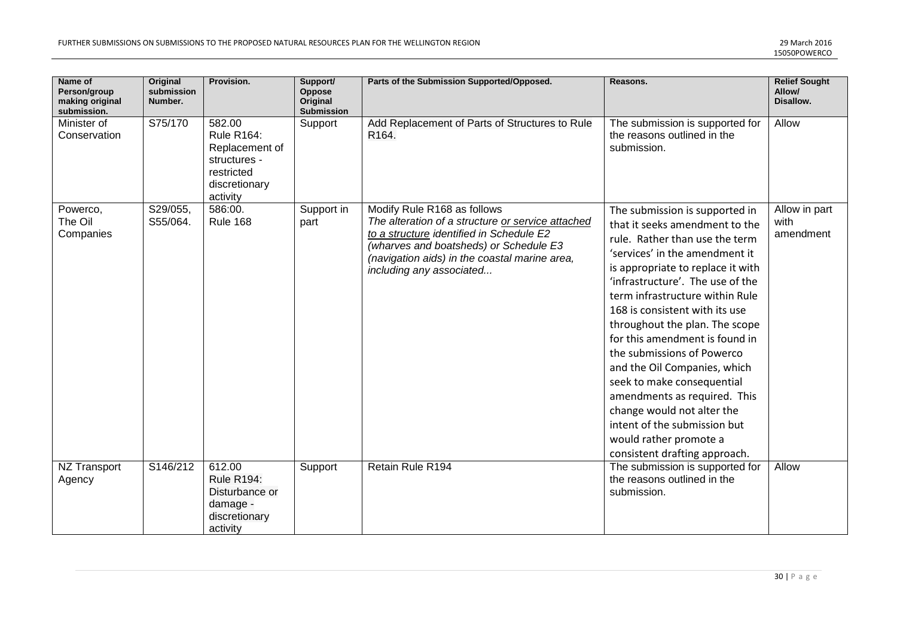| Name of Person/group making original submission. | Original submission Number. | Provision. | Support/ Oppose Original Submission | Parts of the Submission Supported/Opposed. | Reasons. | Relief Sought Allow/ Disallow. |
|---|---|---|---|---|---|---|
| Minister of Conservation | S75/170 | 582.00 Rule R164: Replacement of structures - restricted discretionary activity | Support | Add Replacement of Parts of Structures to Rule R164. | The submission is supported for the reasons outlined in the submission. | Allow |
| Powerco, The Oil Companies | S29/055, S55/064. | 586:00. Rule 168 | Support in part | Modify Rule R168 as follows *The alteration of a structure <u>or service attached to a structure</u> identified in Schedule E2 (wharves and boatsheds) or Schedule E3 (navigation aids) in the coastal marine area, including any associated...* | The submission is supported in that it seeks amendment to the rule. Rather than use the term 'services' in the amendment it is appropriate to replace it with 'infrastructure'. The use of the term infrastructure within Rule 168 is consistent with its use throughout the plan. The scope for this amendment is found in the submissions of Powerco and the Oil Companies, which seek to make consequential amendments as required. This change would not alter the intent of the submission but would rather promote a consistent drafting approach. | Allow in part with amendment |
| NZ Transport Agency | S146/212 | 612.00 Rule R194: Disturbance or damage - discretionary activity | Support | Retain Rule R194 | The submission is supported for the reasons outlined in the submission. | Allow |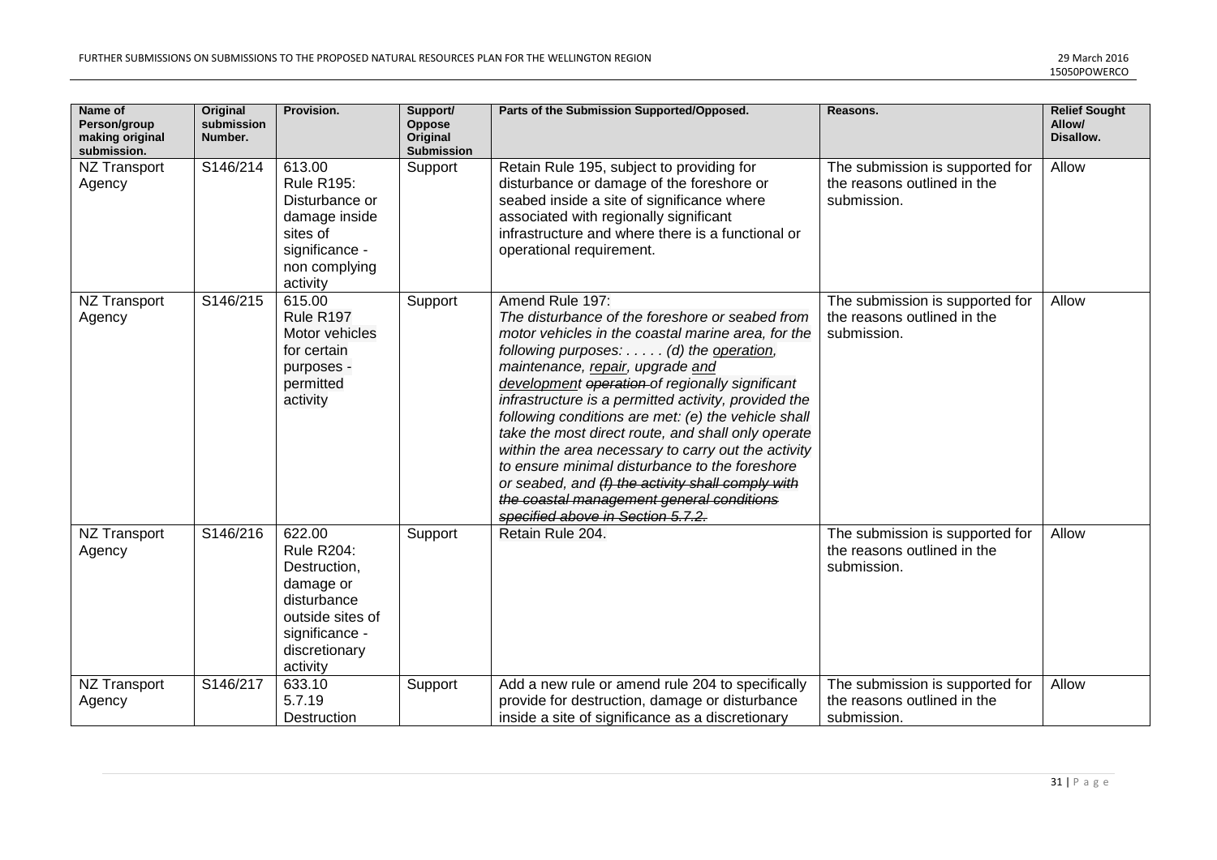| Name of Person/group making original submission. | Original submission Number. | Provision. | Support/ Oppose Original Submission | Parts of the Submission Supported/Opposed. | Reasons. | Relief Sought Allow/ Disallow. |
|---|---|---|---|---|---|---|
| NZ Transport Agency | S146/214 | 613.00 Rule R195: Disturbance or damage inside sites of significance - non complying activity | Support | Retain Rule 195, subject to providing for disturbance or damage of the foreshore or seabed inside a site of significance where associated with regionally significant infrastructure and where there is a functional or operational requirement. | The submission is supported for the reasons outlined in the submission. | Allow |
| NZ Transport Agency | S146/215 | 615.00 Rule R197 Motor vehicles for certain purposes - permitted activity | Support | Amend Rule 197: *The disturbance of the foreshore or seabed from motor vehicles in the coastal marine area, for the following purposes: . . . . . (d) the <u>operation</u>, maintenance, <u>repair</u>, upgrade <u>and development</u> ~~operation~~ of regionally significant infrastructure is a permitted activity, provided the following conditions are met: (e) the vehicle shall take the most direct route, and shall only operate within the area necessary to carry out the activity to ensure minimal disturbance to the foreshore or seabed, and ~~(f) the activity shall comply with the coastal management general conditions specified above in Section 5.7.2.~~* | The submission is supported for the reasons outlined in the submission. | Allow |
| NZ Transport Agency | S146/216 | 622.00 Rule R204: Destruction, damage or disturbance outside sites of significance - discretionary activity | Support | Retain Rule 204. | The submission is supported for the reasons outlined in the submission. | Allow |
| NZ Transport Agency | S146/217 | 633.10 5.7.19 Destruction | Support | Add a new rule or amend rule 204 to specifically provide for destruction, damage or disturbance inside a site of significance as a discretionary | The submission is supported for the reasons outlined in the submission. | Allow |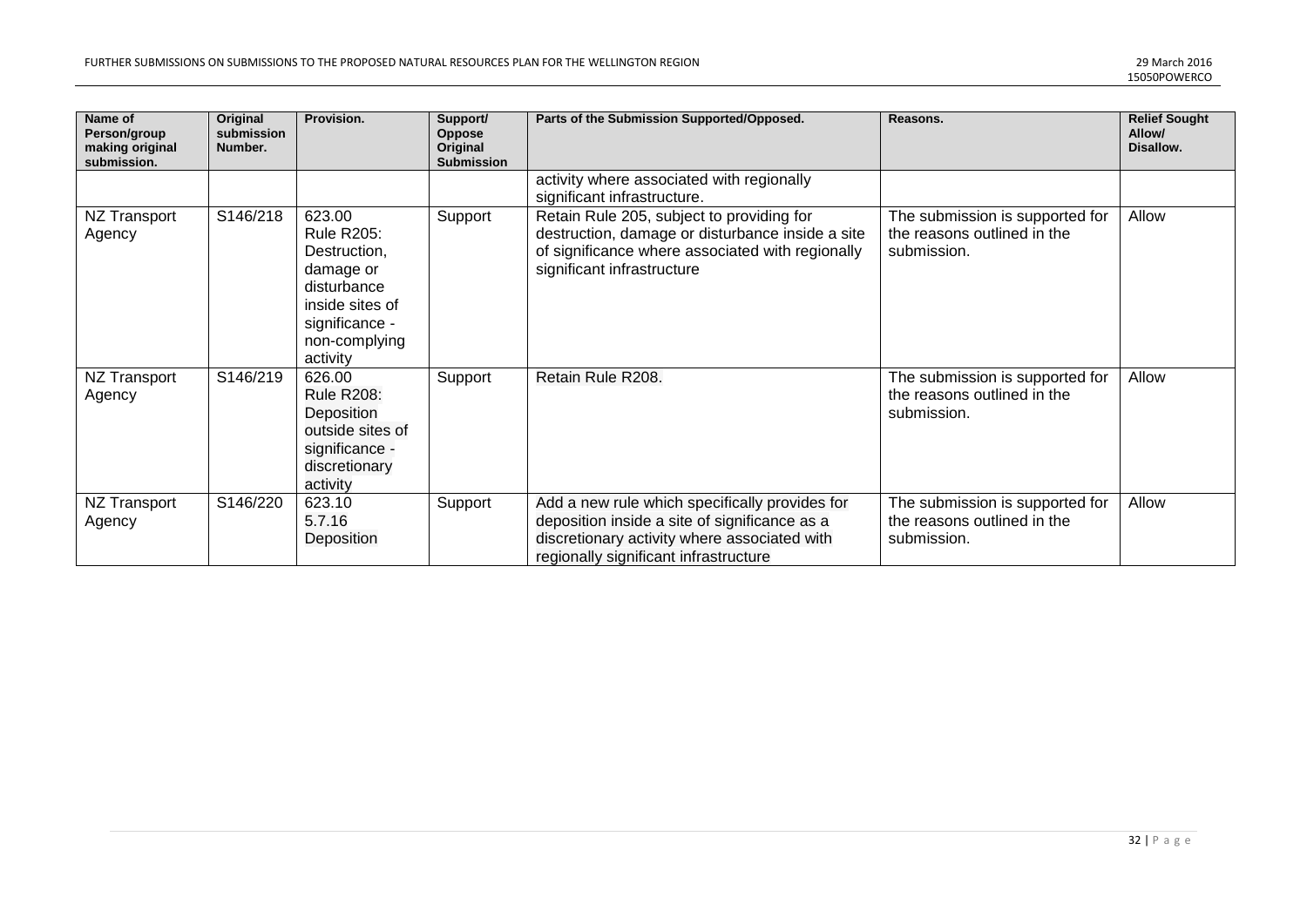| Name of Person/group making original submission. | Original submission Number. | Provision. | Support/ Oppose Original Submission | Parts of the Submission Supported/Opposed. | Reasons. | Relief Sought Allow/ Disallow. |
|---|---|---|---|---|---|---|
| | | | | activity where associated with regionally significant infrastructure. | | |
| NZ Transport Agency | S146/218 | 623.00 Rule R205: Destruction, damage or disturbance inside sites of significance - non-complying activity | Support | Retain Rule 205, subject to providing for destruction, damage or disturbance inside a site of significance where associated with regionally significant infrastructure | The submission is supported for the reasons outlined in the submission. | Allow |
| NZ Transport Agency | S146/219 | 626.00 Rule R208: Deposition outside sites of significance - discretionary activity | Support | Retain Rule R208. | The submission is supported for the reasons outlined in the submission. | Allow |
| NZ Transport Agency | S146/220 | 623.10 5.7.16 Deposition | Support | Add a new rule which specifically provides for deposition inside a site of significance as a discretionary activity where associated with regionally significant infrastructure | The submission is supported for the reasons outlined in the submission. | Allow |